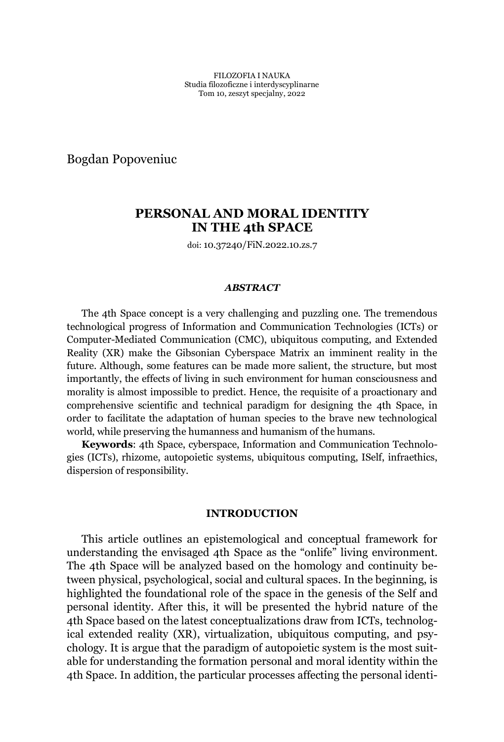Bogdan Popoveniuc

# PERSONAL AND MORAL IDENTITY IN THE 4th SPACE

doi: 10.37240/FiN.2022.10.zs.7

### *ABSTRACT*

The 4th Space concept is a very challenging and puzzling one. The tremendous technological progress of Information and Communication Technologies (ICTs) or Computer-Mediated Communication (CMC), ubiquitous computing, and Extended Reality (XR) make the Gibsonian Cyberspace Matrix an imminent reality in the future. Although, some features can be made more salient, the structure, but most importantly, the effects of living in such environment for human consciousness and morality is almost impossible to predict. Hence, the requisite of a proactionary and comprehensive scientific and technical paradigm for designing the 4th Space, in order to facilitate the adaptation of human species to the brave new technological world, while preserving the humanness and humanism of the humans.

**Keywords**: 4th Space, cyberspace, Information and Communication Technologies (ICTs), rhizome, autopoietic systems, ubiquitous computing, ISelf, infraethics, dispersion of responsibility.

## INTRODUCTION

This article outlines an epistemological and conceptual framework for understanding the envisaged 4th Space as the "onlife" living environment. The 4th Space will be analyzed based on the homology and continuity between physical, psychological, social and cultural spaces. In the beginning, is highlighted the foundational role of the space in the genesis of the Self and personal identity. After this, it will be presented the hybrid nature of the 4th Space based on the latest conceptualizations draw from ICTs, technological extended reality (XR), virtualization, ubiquitous computing, and psychology. It is argue that the paradigm of autopoietic system is the most suitable for understanding the formation personal and moral identity within the 4th Space. In addition, the particular processes affecting the personal identi-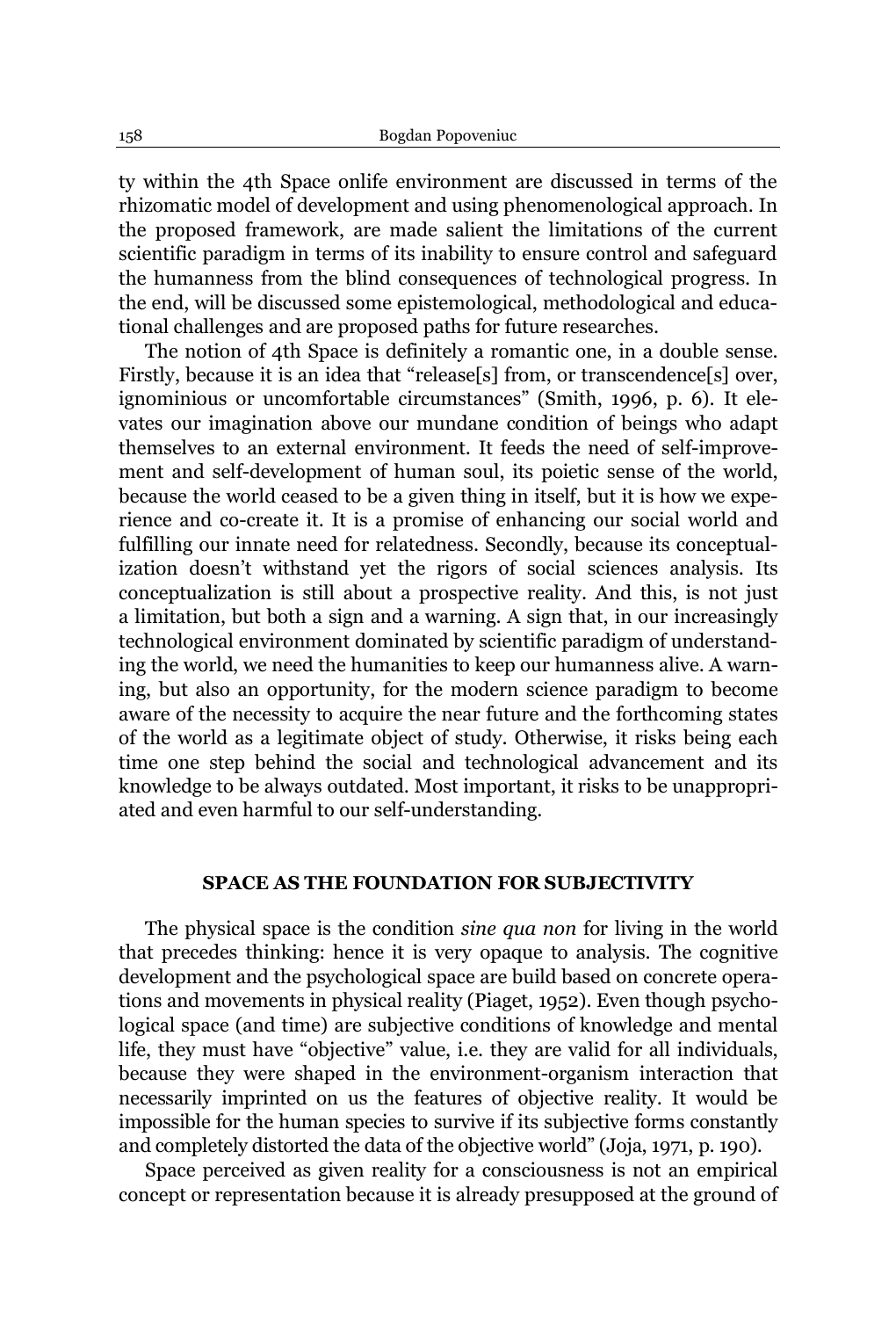ty within the 4th Space onlife environment are discussed in terms of the rhizomatic model of development and using phenomenological approach. In the proposed framework, are made salient the limitations of the current scientific paradigm in terms of its inability to ensure control and safeguard the humanness from the blind consequences of technological progress. In the end, will be discussed some epistemological, methodological and educational challenges and are proposed paths for future researches.

The notion of 4th Space is definitely a romantic one, in a double sense. Firstly, because it is an idea that "release[s] from, or transcendence[s] over, ignominious or uncomfortable circumstances" (Smith, 1996, p. 6). It elevates our imagination above our mundane condition of beings who adapt themselves to an external environment. It feeds the need of self-improvement and self-development of human soul, its poietic sense of the world, because the world ceased to be a given thing in itself, but it is how we experience and co-create it. It is a promise of enhancing our social world and fulfilling our innate need for relatedness. Secondly, because its conceptualization doesn't withstand yet the rigors of social sciences analysis. Its conceptualization is still about a prospective reality. And this, is not just a limitation, but both a sign and a warning. A sign that, in our increasingly technological environment dominated by scientific paradigm of understanding the world, we need the humanities to keep our humanness alive. A warning, but also an opportunity, for the modern science paradigm to become aware of the necessity to acquire the near future and the forthcoming states of the world as a legitimate object of study. Otherwise, it risks being each time one step behind the social and technological advancement and its knowledge to be always outdated. Most important, it risks to be unappropriated and even harmful to our self-understanding.

## SPACE AS THE FOUNDATION FOR SUBJECTIVITY

The physical space is the condition *sine qua non* for living in the world that precedes thinking: hence it is very opaque to analysis. The cognitive development and the psychological space are build based on concrete operations and movements in physical reality (Piaget, 1952). Even though psychological space (and time) are subjective conditions of knowledge and mental life, they must have "objective" value, i.e. they are valid for all individuals, because they were shaped in the environment-organism interaction that necessarily imprinted on us the features of objective reality. It would be impossible for the human species to survive if its subjective forms constantly and completely distorted the data of the objective world" (Joja, 1971, p. 190).

Space perceived as given reality for a consciousness is not an empirical concept or representation because it is already presupposed at the ground of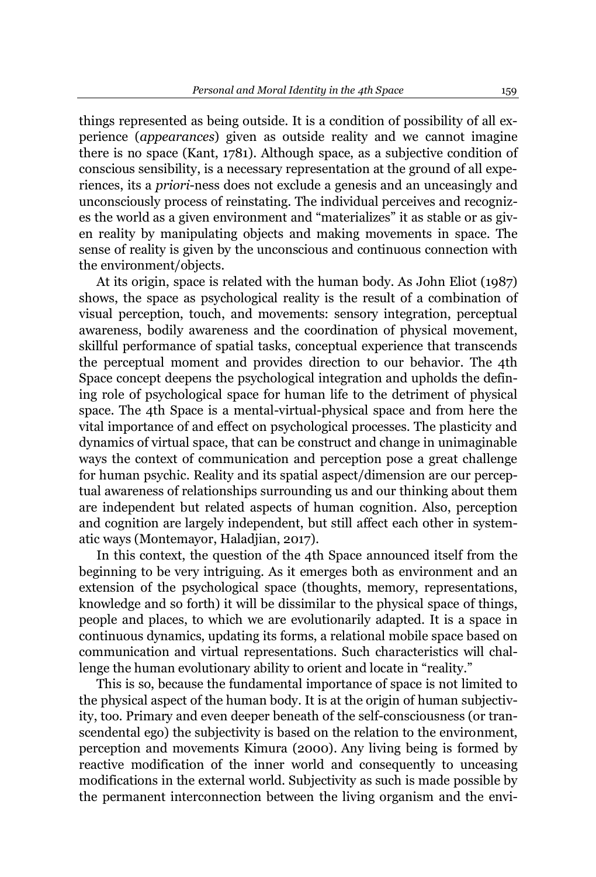things represented as being outside. It is a condition of possibility of all experience (*appearances*) given as outside reality and we cannot imagine there is no space (Kant, 1781). Although space, as a subjective condition of conscious sensibility, is a necessary representation at the ground of all experiences, its a *priori*-ness does not exclude a genesis and an unceasingly and unconsciously process of reinstating. The individual perceives and recognizes the world as a given environment and "materializes" it as stable or as given reality by manipulating objects and making movements in space. The sense of reality is given by the unconscious and continuous connection with the environment/objects.

At its origin, space is related with the human body. As John Eliot (1987) shows, the space as psychological reality is the result of a combination of visual perception, touch, and movements: sensory integration, perceptual awareness, bodily awareness and the coordination of physical movement, skillful performance of spatial tasks, conceptual experience that transcends the perceptual moment and provides direction to our behavior. The 4th Space concept deepens the psychological integration and upholds the defining role of psychological space for human life to the detriment of physical space. The 4th Space is a mental-virtual-physical space and from here the vital importance of and effect on psychological processes. The plasticity and dynamics of virtual space, that can be construct and change in unimaginable ways the context of communication and perception pose a great challenge for human psychic. Reality and its spatial aspect/dimension are our perceptual awareness of relationships surrounding us and our thinking about them are independent but related aspects of human cognition. Also, perception and cognition are largely independent, but still affect each other in systematic ways (Montemayor, Haladjian, 2017).

In this context, the question of the 4th Space announced itself from the beginning to be very intriguing. As it emerges both as environment and an extension of the psychological space (thoughts, memory, representations, knowledge and so forth) it will be dissimilar to the physical space of things, people and places, to which we are evolutionarily adapted. It is a space in continuous dynamics, updating its forms, a relational mobile space based on communication and virtual representations. Such characteristics will challenge the human evolutionary ability to orient and locate in "reality."

This is so, because the fundamental importance of space is not limited to the physical aspect of the human body. It is at the origin of human subjectivity, too. Primary and even deeper beneath of the self-consciousness (or transcendental ego) the subjectivity is based on the relation to the environment, perception and movements Kimura (2000). Any living being is formed by reactive modification of the inner world and consequently to unceasing modifications in the external world. Subjectivity as such is made possible by the permanent interconnection between the living organism and the envi-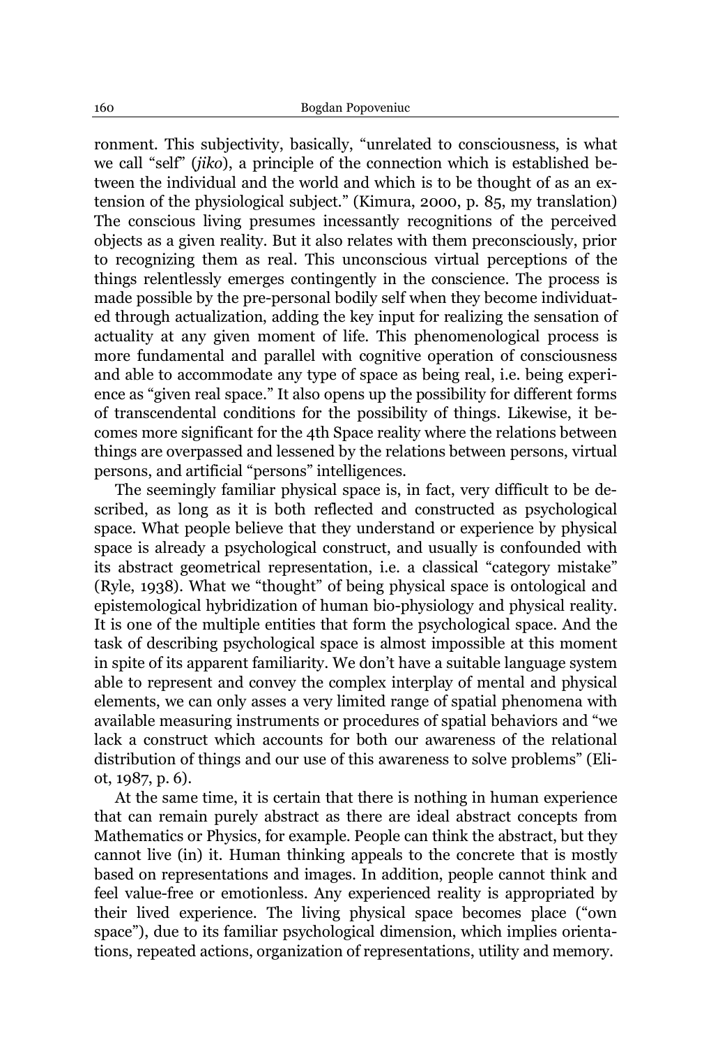ronment. This subjectivity, basically, "unrelated to consciousness, is what we call "self" (*jiko*), a principle of the connection which is established between the individual and the world and which is to be thought of as an extension of the physiological subject." (Kimura, 2000, p. 85, my translation) The conscious living presumes incessantly recognitions of the perceived objects as a given reality. But it also relates with them preconsciously, prior to recognizing them as real. This unconscious virtual perceptions of the things relentlessly emerges contingently in the conscience. The process is made possible by the pre-personal bodily self when they become individuated through actualization, adding the key input for realizing the sensation of actuality at any given moment of life. This phenomenological process is more fundamental and parallel with cognitive operation of consciousness and able to accommodate any type of space as being real, i.e. being experience as "given real space." It also opens up the possibility for different forms of transcendental conditions for the possibility of things. Likewise, it becomes more significant for the 4th Space reality where the relations between things are overpassed and lessened by the relations between persons, virtual persons, and artificial "persons" intelligences.

The seemingly familiar physical space is, in fact, very difficult to be described, as long as it is both reflected and constructed as psychological space. What people believe that they understand or experience by physical space is already a psychological construct, and usually is confounded with its abstract geometrical representation, i.e. a classical "category mistake" (Ryle, 1938). What we "thought" of being physical space is ontological and epistemological hybridization of human bio-physiology and physical reality. It is one of the multiple entities that form the psychological space. And the task of describing psychological space is almost impossible at this moment in spite of its apparent familiarity. We don't have a suitable language system able to represent and convey the complex interplay of mental and physical elements, we can only asses a very limited range of spatial phenomena with available measuring instruments or procedures of spatial behaviors and "we lack a construct which accounts for both our awareness of the relational distribution of things and our use of this awareness to solve problems" (Eliot, 1987, p. 6).

At the same time, it is certain that there is nothing in human experience that can remain purely abstract as there are ideal abstract concepts from Mathematics or Physics, for example. People can think the abstract, but they cannot live (in) it. Human thinking appeals to the concrete that is mostly based on representations and images. In addition, people cannot think and feel value-free or emotionless. Any experienced reality is appropriated by their lived experience. The living physical space becomes place ("own space"), due to its familiar psychological dimension, which implies orientations, repeated actions, organization of representations, utility and memory.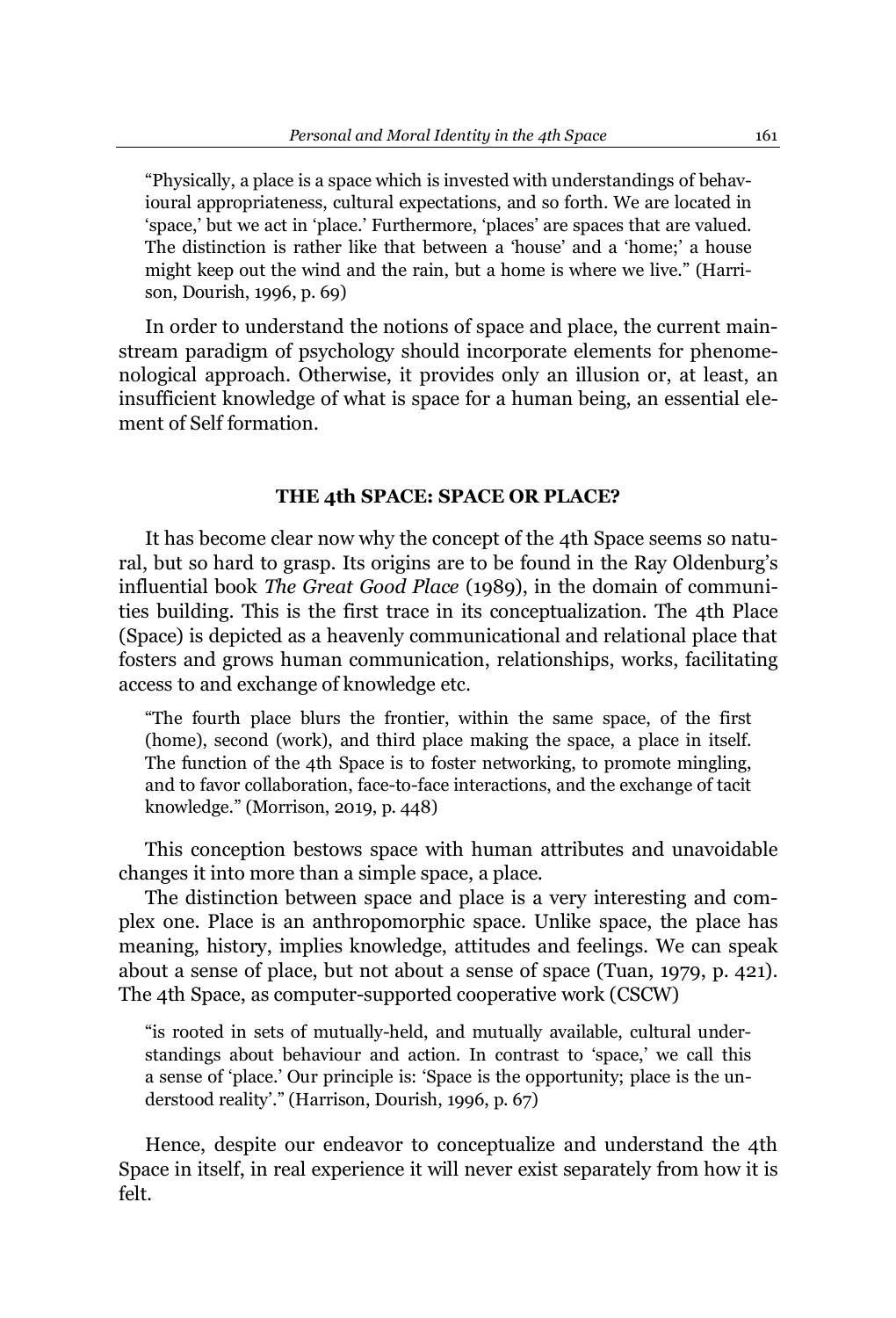> "Physically, a place is a space which is invested with understandings of behavioural appropriateness, cultural expectations, and so forth. We are located in 'space,' but we act in 'place.' Furthermore, 'places' are spaces that are valued. The distinction is rather like that between a 'house' and a 'home;' a house might keep out the wind and the rain, but a home is where we live." (Harrison, Dourish, 1996, p. 69)

In order to understand the notions of space and place, the current mainstream paradigm of psychology should incorporate elements for phenomenological approach. Otherwise, it provides only an illusion or, at least, an insufficient knowledge of what is space for a human being, an essential element of Self formation.

## THE 4th SPACE: SPACE OR PLACE?

It has become clear now why the concept of the 4th Space seems so natural, but so hard to grasp. Its origins are to be found in the Ray Oldenburg's influential book *The Great Good Place* (1989), in the domain of communities building. This is the first trace in its conceptualization. The 4th Place (Space) is depicted as a heavenly communicational and relational place that fosters and grows human communication, relationships, works, facilitating access to and exchange of knowledge etc.

> "The fourth place blurs the frontier, within the same space, of the first (home), second (work), and third place making the space, a place in itself. The function of the 4th Space is to foster networking, to promote mingling, and to favor collaboration, face-to-face interactions, and the exchange of tacit knowledge." (Morrison, 2019, p. 448)

This conception bestows space with human attributes and unavoidable changes it into more than a simple space, a place.

The distinction between space and place is a very interesting and complex one. Place is an anthropomorphic space. Unlike space, the place has meaning, history, implies knowledge, attitudes and feelings. We can speak about a sense of place, but not about a sense of space (Tuan, 1979, p. 421). The 4th Space, as computer-supported cooperative work (CSCW)

> "is rooted in sets of mutually-held, and mutually available, cultural understandings about behaviour and action. In contrast to 'space,' we call this a sense of 'place.' Our principle is: 'Space is the opportunity; place is the understood reality'." (Harrison, Dourish, 1996, p. 67)

Hence, despite our endeavor to conceptualize and understand the 4th Space in itself, in real experience it will never exist separately from how it is felt.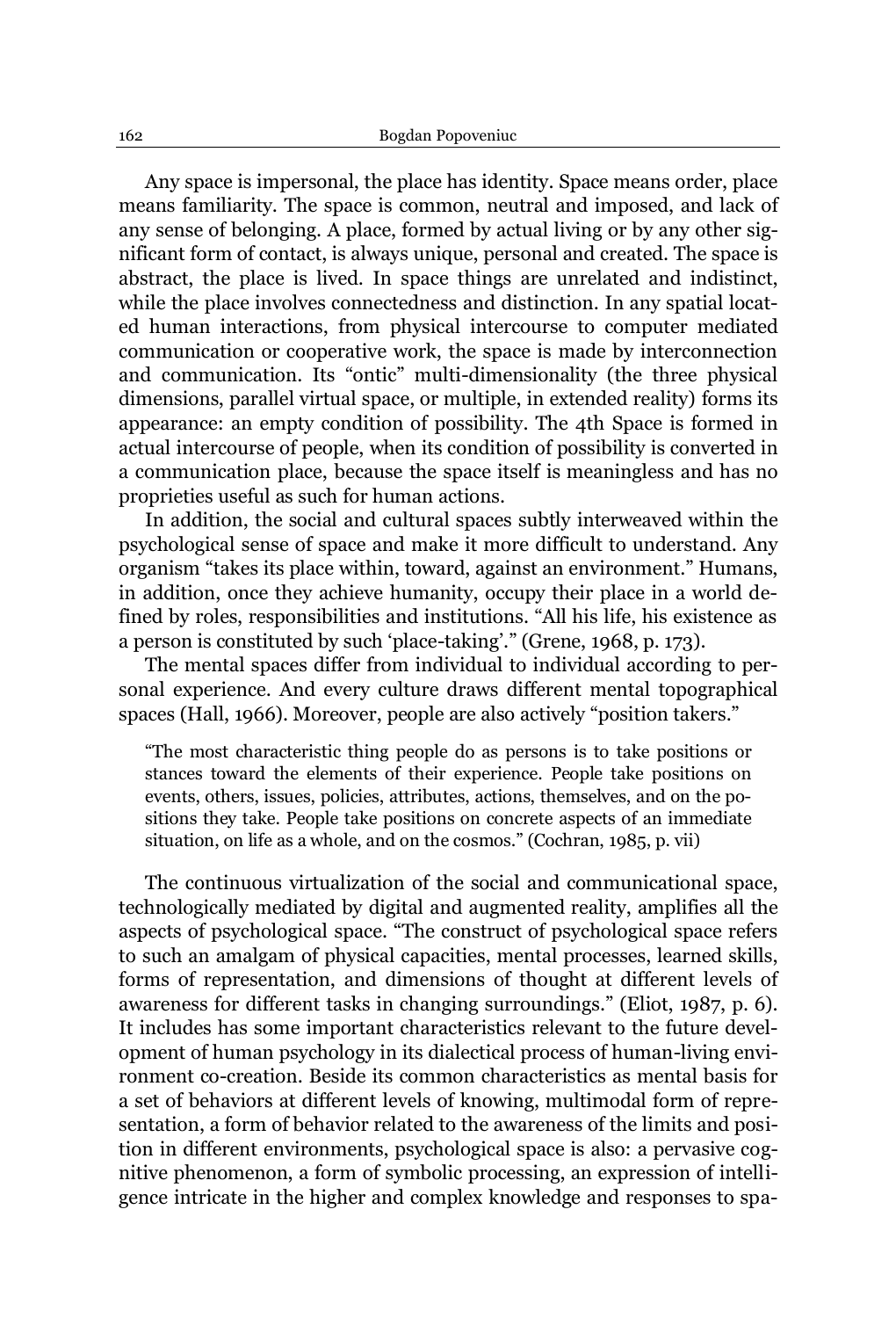Any space is impersonal, the place has identity. Space means order, place means familiarity. The space is common, neutral and imposed, and lack of any sense of belonging. A place, formed by actual living or by any other significant form of contact, is always unique, personal and created. The space is abstract, the place is lived. In space things are unrelated and indistinct, while the place involves connectedness and distinction. In any spatial located human interactions, from physical intercourse to computer mediated communication or cooperative work, the space is made by interconnection and communication. Its "ontic" multi-dimensionality (the three physical dimensions, parallel virtual space, or multiple, in extended reality) forms its appearance: an empty condition of possibility. The 4th Space is formed in actual intercourse of people, when its condition of possibility is converted in a communication place, because the space itself is meaningless and has no proprieties useful as such for human actions.

In addition, the social and cultural spaces subtly interweaved within the psychological sense of space and make it more difficult to understand. Any organism "takes its place within, toward, against an environment." Humans, in addition, once they achieve humanity, occupy their place in a world defined by roles, responsibilities and institutions. "All his life, his existence as a person is constituted by such 'place-taking'." (Grene, 1968, p. 173).

The mental spaces differ from individual to individual according to personal experience. And every culture draws different mental topographical spaces (Hall, 1966). Moreover, people are also actively "position takers."

> "The most characteristic thing people do as persons is to take positions or stances toward the elements of their experience. People take positions on events, others, issues, policies, attributes, actions, themselves, and on the positions they take. People take positions on concrete aspects of an immediate situation, on life as a whole, and on the cosmos." (Cochran, 1985, p. vii)

The continuous virtualization of the social and communicational space, technologically mediated by digital and augmented reality, amplifies all the aspects of psychological space. "The construct of psychological space refers to such an amalgam of physical capacities, mental processes, learned skills, forms of representation, and dimensions of thought at different levels of awareness for different tasks in changing surroundings." (Eliot, 1987, p. 6). It includes has some important characteristics relevant to the future development of human psychology in its dialectical process of human-living environment co-creation. Beside its common characteristics as mental basis for a set of behaviors at different levels of knowing, multimodal form of representation, a form of behavior related to the awareness of the limits and position in different environments, psychological space is also: a pervasive cognitive phenomenon, a form of symbolic processing, an expression of intelligence intricate in the higher and complex knowledge and responses to spa-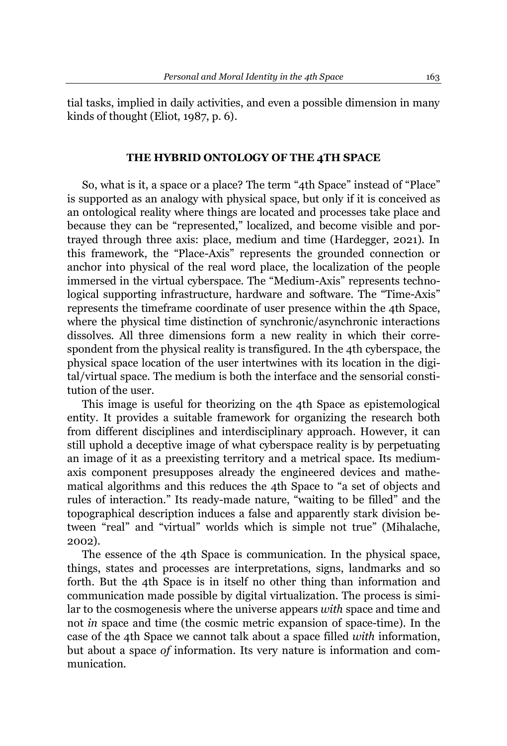tial tasks, implied in daily activities, and even a possible dimension in many kinds of thought (Eliot, 1987, p. 6).

## THE HYBRID ONTOLOGY OF THE 4TH SPACE

So, what is it, a space or a place? The term "4th Space" instead of "Place" is supported as an analogy with physical space, but only if it is conceived as an ontological reality where things are located and processes take place and because they can be "represented," localized, and become visible and portrayed through three axis: place, medium and time (Hardegger, 2021). In this framework, the "Place-Axis" represents the grounded connection or anchor into physical of the real word place, the localization of the people immersed in the virtual cyberspace. The "Medium-Axis" represents technological supporting infrastructure, hardware and software. The "Time-Axis" represents the timeframe coordinate of user presence within the 4th Space, where the physical time distinction of synchronic/asynchronic interactions dissolves. All three dimensions form a new reality in which their correspondent from the physical reality is transfigured. In the 4th cyberspace, the physical space location of the user intertwines with its location in the digital/virtual space. The medium is both the interface and the sensorial constitution of the user.

This image is useful for theorizing on the 4th Space as epistemological entity. It provides a suitable framework for organizing the research both from different disciplines and interdisciplinary approach. However, it can still uphold a deceptive image of what cyberspace reality is by perpetuating an image of it as a preexisting territory and a metrical space. Its medium-axis component presupposes already the engineered devices and mathematical algorithms and this reduces the 4th Space to "a set of objects and rules of interaction." Its ready-made nature, "waiting to be filled" and the topographical description induces a false and apparently stark division between "real" and "virtual" worlds which is simple not true" (Mihalache, 2002).

The essence of the 4th Space is communication. In the physical space, things, states and processes are interpretations, signs, landmarks and so forth. But the 4th Space is in itself no other thing than information and communication made possible by digital virtualization. The process is similar to the cosmogenesis where the universe appears *with* space and time and not *in* space and time (the cosmic metric expansion of space-time). In the case of the 4th Space we cannot talk about a space filled *with* information, but about a space *of* information. Its very nature is information and communication.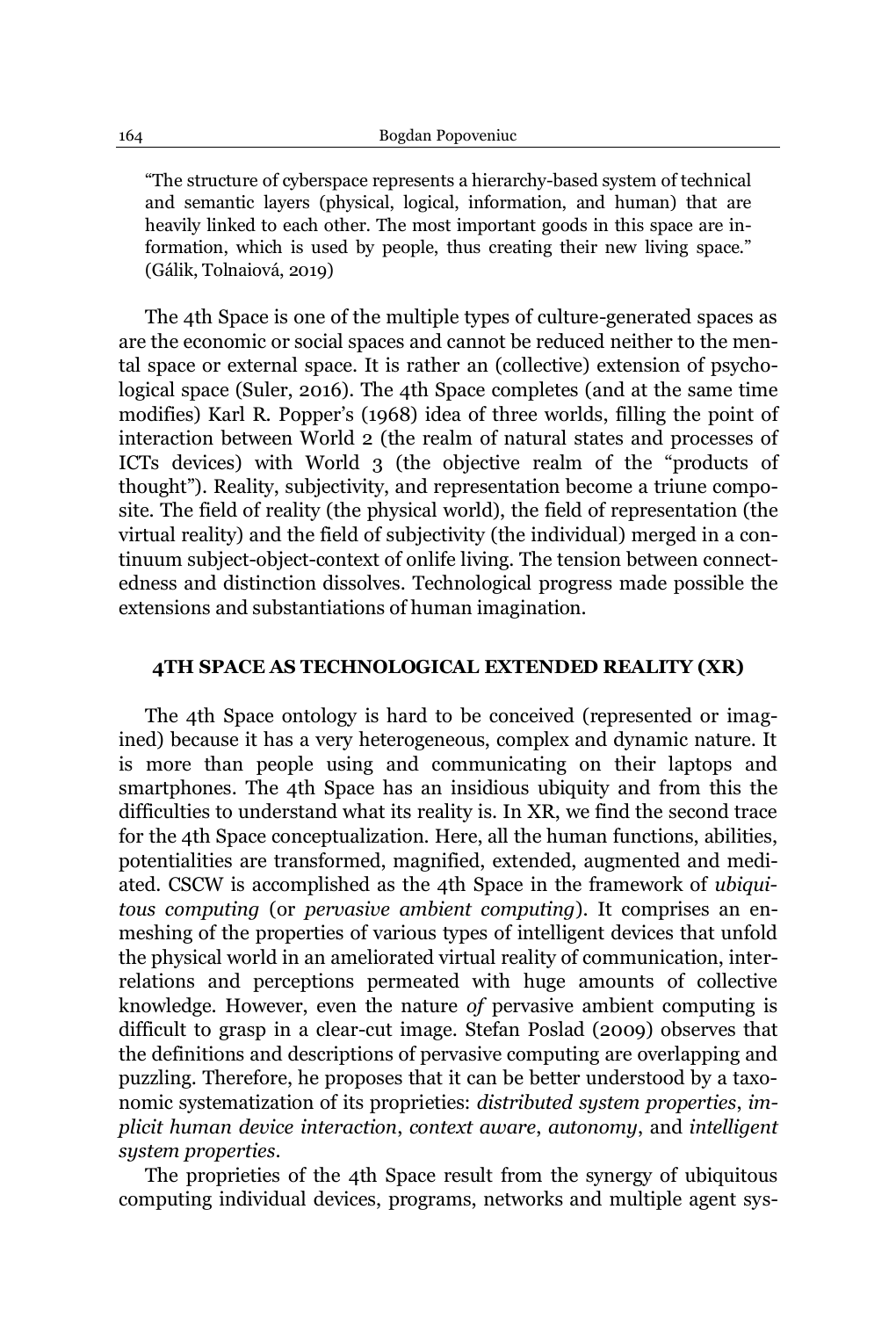> "The structure of cyberspace represents a hierarchy-based system of technical and semantic layers (physical, logical, information, and human) that are heavily linked to each other. The most important goods in this space are information, which is used by people, thus creating their new living space." (Gálik, Tolnaiová, 2019)

The 4th Space is one of the multiple types of culture-generated spaces as are the economic or social spaces and cannot be reduced neither to the mental space or external space. It is rather an (collective) extension of psychological space (Suler, 2016). The 4th Space completes (and at the same time modifies) Karl R. Popper's (1968) idea of three worlds, filling the point of interaction between World 2 (the realm of natural states and processes of ICTs devices) with World 3 (the objective realm of the "products of thought"). Reality, subjectivity, and representation become a triune composite. The field of reality (the physical world), the field of representation (the virtual reality) and the field of subjectivity (the individual) merged in a continuum subject-object-context of onlife living. The tension between connectedness and distinction dissolves. Technological progress made possible the extensions and substantiations of human imagination.

## 4TH SPACE AS TECHNOLOGICAL EXTENDED REALITY (XR)

The 4th Space ontology is hard to be conceived (represented or imagined) because it has a very heterogeneous, complex and dynamic nature. It is more than people using and communicating on their laptops and smartphones. The 4th Space has an insidious ubiquity and from this the difficulties to understand what its reality is. In XR, we find the second trace for the 4th Space conceptualization. Here, all the human functions, abilities, potentialities are transformed, magnified, extended, augmented and mediated. CSCW is accomplished as the 4th Space in the framework of *ubiquitous computing* (or *pervasive ambient computing*). It comprises an enmeshing of the properties of various types of intelligent devices that unfold the physical world in an ameliorated virtual reality of communication, interrelations and perceptions permeated with huge amounts of collective knowledge. However, even the nature *of* pervasive ambient computing is difficult to grasp in a clear-cut image. Stefan Poslad (2009) observes that the definitions and descriptions of pervasive computing are overlapping and puzzling. Therefore, he proposes that it can be better understood by a taxonomic systematization of its proprieties: *distributed system properties*, *implicit human device interaction*, *context aware*, *autonomy*, and *intelligent system properties*.

The proprieties of the 4th Space result from the synergy of ubiquitous computing individual devices, programs, networks and multiple agent sys-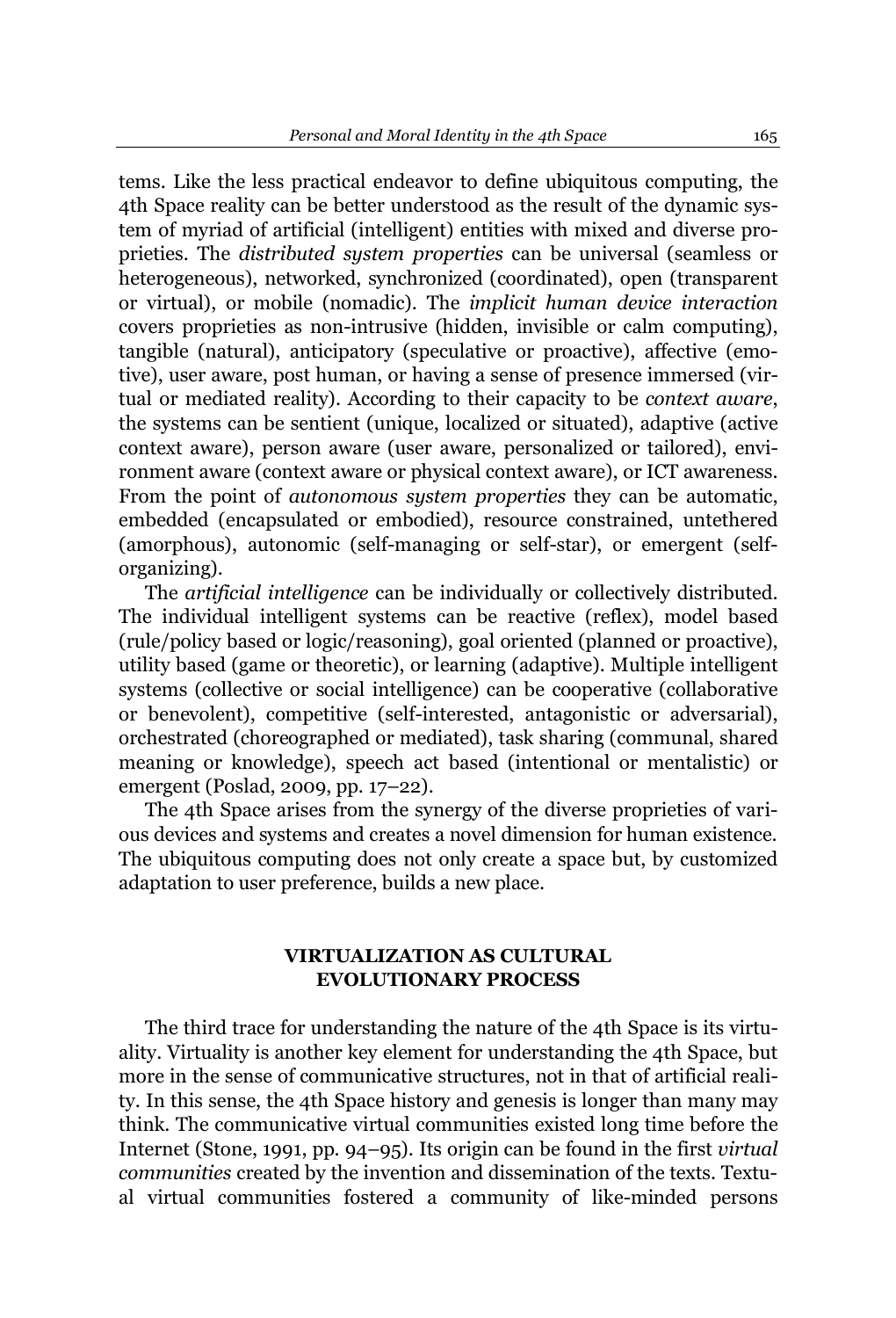tems. Like the less practical endeavor to define ubiquitous computing, the 4th Space reality can be better understood as the result of the dynamic system of myriad of artificial (intelligent) entities with mixed and diverse proprieties. The *distributed system properties* can be universal (seamless or heterogeneous), networked, synchronized (coordinated), open (transparent or virtual), or mobile (nomadic). The *implicit human device interaction* covers proprieties as non-intrusive (hidden, invisible or calm computing), tangible (natural), anticipatory (speculative or proactive), affective (emotive), user aware, post human, or having a sense of presence immersed (virtual or mediated reality). According to their capacity to be *context aware*, the systems can be sentient (unique, localized or situated), adaptive (active context aware), person aware (user aware, personalized or tailored), environment aware (context aware or physical context aware), or ICT awareness. From the point of *autonomous system properties* they can be automatic, embedded (encapsulated or embodied), resource constrained, untethered (amorphous), autonomic (self-managing or self-star), or emergent (self-organizing).

The *artificial intelligence* can be individually or collectively distributed. The individual intelligent systems can be reactive (reflex), model based (rule/policy based or logic/reasoning), goal oriented (planned or proactive), utility based (game or theoretic), or learning (adaptive). Multiple intelligent systems (collective or social intelligence) can be cooperative (collaborative or benevolent), competitive (self-interested, antagonistic or adversarial), orchestrated (choreographed or mediated), task sharing (communal, shared meaning or knowledge), speech act based (intentional or mentalistic) or emergent (Poslad, 2009, pp. 17–22).

The 4th Space arises from the synergy of the diverse proprieties of various devices and systems and creates a novel dimension for human existence. The ubiquitous computing does not only create a space but, by customized adaptation to user preference, builds a new place.

## VIRTUALIZATION AS CULTURAL EVOLUTIONARY PROCESS

The third trace for understanding the nature of the 4th Space is its virtuality. Virtuality is another key element for understanding the 4th Space, but more in the sense of communicative structures, not in that of artificial reality. In this sense, the 4th Space history and genesis is longer than many may think. The communicative virtual communities existed long time before the Internet (Stone, 1991, pp. 94–95). Its origin can be found in the first *virtual communities* created by the invention and dissemination of the texts. Textual virtual communities fostered a community of like-minded persons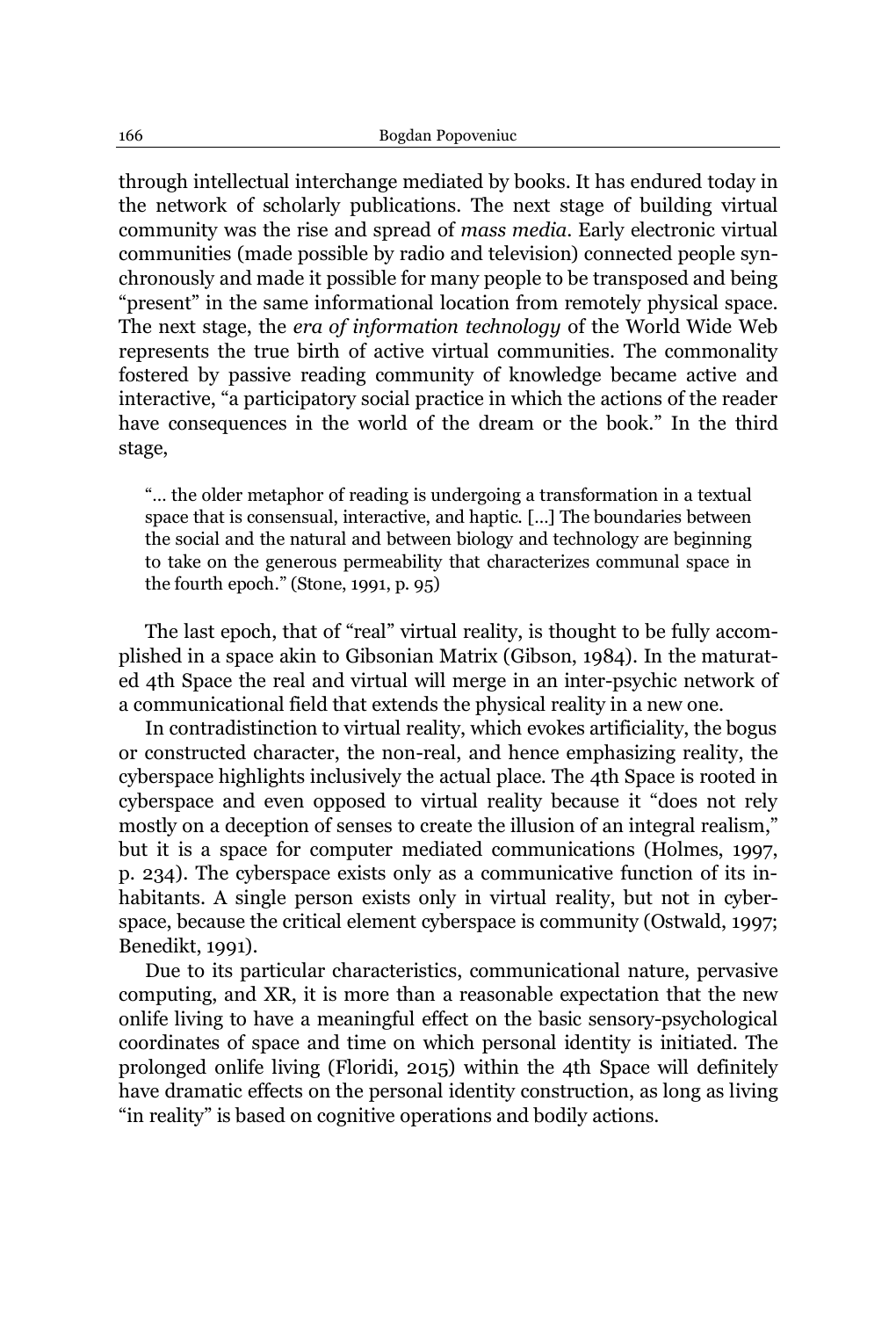through intellectual interchange mediated by books. It has endured today in the network of scholarly publications. The next stage of building virtual community was the rise and spread of *mass media*. Early electronic virtual communities (made possible by radio and television) connected people synchronously and made it possible for many people to be transposed and being "present" in the same informational location from remotely physical space. The next stage, the *era of information technology* of the World Wide Web represents the true birth of active virtual communities. The commonality fostered by passive reading community of knowledge became active and interactive, "a participatory social practice in which the actions of the reader have consequences in the world of the dream or the book." In the third stage,

> "… the older metaphor of reading is undergoing a transformation in a textual space that is consensual, interactive, and haptic. […] The boundaries between the social and the natural and between biology and technology are beginning to take on the generous permeability that characterizes communal space in the fourth epoch." (Stone, 1991, p. 95)

The last epoch, that of "real" virtual reality, is thought to be fully accomplished in a space akin to Gibsonian Matrix (Gibson, 1984). In the maturated 4th Space the real and virtual will merge in an inter-psychic network of a communicational field that extends the physical reality in a new one.

In contradistinction to virtual reality, which evokes artificiality, the bogus or constructed character, the non-real, and hence emphasizing reality, the cyberspace highlights inclusively the actual place. The 4th Space is rooted in cyberspace and even opposed to virtual reality because it "does not rely mostly on a deception of senses to create the illusion of an integral realism," but it is a space for computer mediated communications (Holmes, 1997, p. 234). The cyberspace exists only as a communicative function of its inhabitants. A single person exists only in virtual reality, but not in cyberspace, because the critical element cyberspace is community (Ostwald, 1997; Benedikt, 1991).

Due to its particular characteristics, communicational nature, pervasive computing, and XR, it is more than a reasonable expectation that the new onlife living to have a meaningful effect on the basic sensory-psychological coordinates of space and time on which personal identity is initiated. The prolonged onlife living (Floridi, 2015) within the 4th Space will definitely have dramatic effects on the personal identity construction, as long as living "in reality" is based on cognitive operations and bodily actions.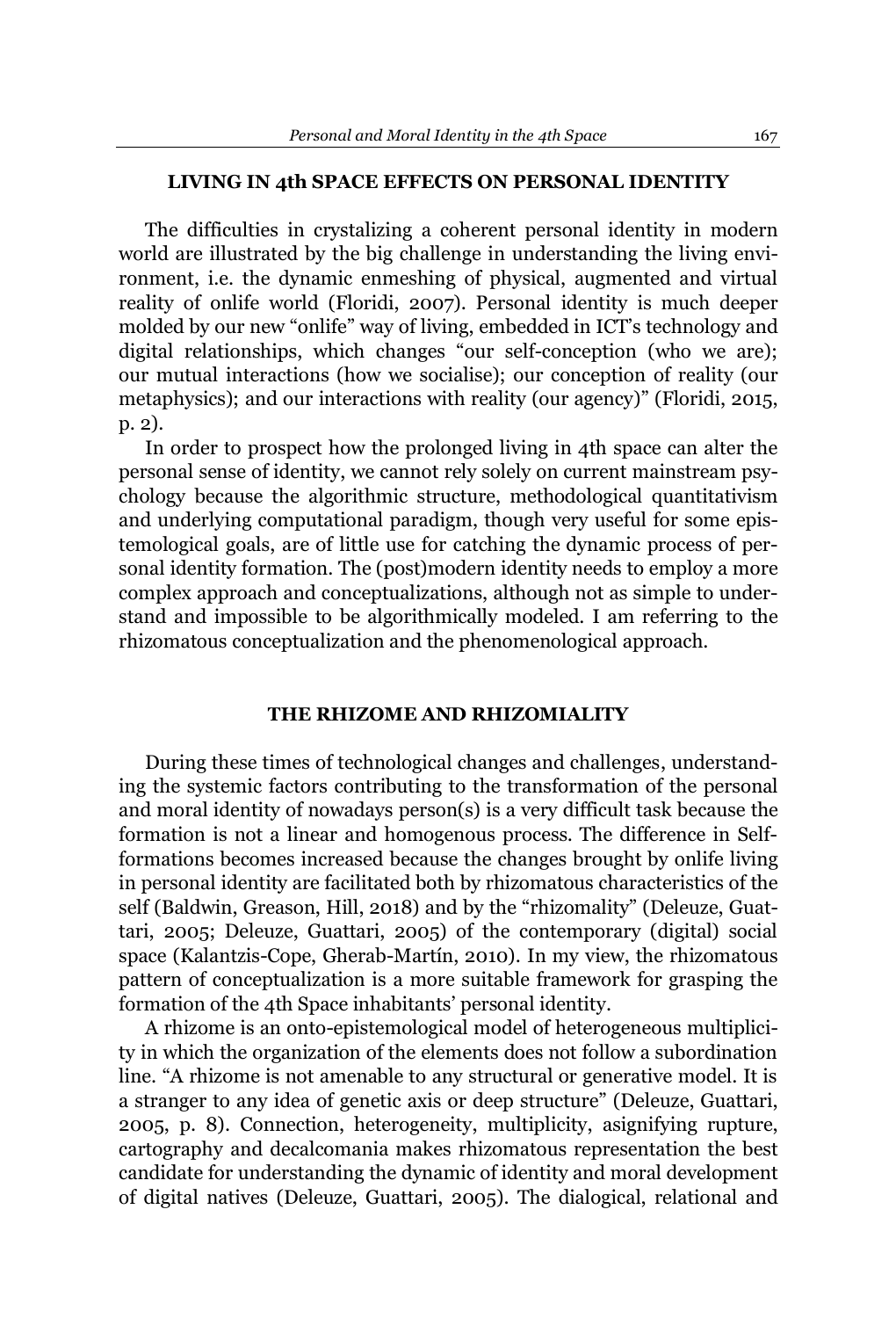## LIVING IN 4th SPACE EFFECTS ON PERSONAL IDENTITY

The difficulties in crystalizing a coherent personal identity in modern world are illustrated by the big challenge in understanding the living environment, i.e. the dynamic enmeshing of physical, augmented and virtual reality of onlife world (Floridi, 2007). Personal identity is much deeper molded by our new "onlife" way of living, embedded in ICT's technology and digital relationships, which changes "our self-conception (who we are); our mutual interactions (how we socialise); our conception of reality (our metaphysics); and our interactions with reality (our agency)" (Floridi, 2015, p. 2).

In order to prospect how the prolonged living in 4th space can alter the personal sense of identity, we cannot rely solely on current mainstream psychology because the algorithmic structure, methodological quantitativism and underlying computational paradigm, though very useful for some epistemological goals, are of little use for catching the dynamic process of personal identity formation. The (post)modern identity needs to employ a more complex approach and conceptualizations, although not as simple to understand and impossible to be algorithmically modeled. I am referring to the rhizomatous conceptualization and the phenomenological approach.

## THE RHIZOME AND RHIZOMIALITY

During these times of technological changes and challenges, understanding the systemic factors contributing to the transformation of the personal and moral identity of nowadays person(s) is a very difficult task because the formation is not a linear and homogenous process. The difference in Self-formations becomes increased because the changes brought by onlife living in personal identity are facilitated both by rhizomatous characteristics of the self (Baldwin, Greason, Hill, 2018) and by the "rhizomality" (Deleuze, Guattari, 2005; Deleuze, Guattari, 2005) of the contemporary (digital) social space (Kalantzis-Cope, Gherab-Martín, 2010). In my view, the rhizomatous pattern of conceptualization is a more suitable framework for grasping the formation of the 4th Space inhabitants' personal identity.

A rhizome is an onto-epistemological model of heterogeneous multiplicity in which the organization of the elements does not follow a subordination line. "A rhizome is not amenable to any structural or generative model. It is a stranger to any idea of genetic axis or deep structure" (Deleuze, Guattari, 2005, p. 8). Connection, heterogeneity, multiplicity, asignifying rupture, cartography and decalcomania makes rhizomatous representation the best candidate for understanding the dynamic of identity and moral development of digital natives (Deleuze, Guattari, 2005). The dialogical, relational and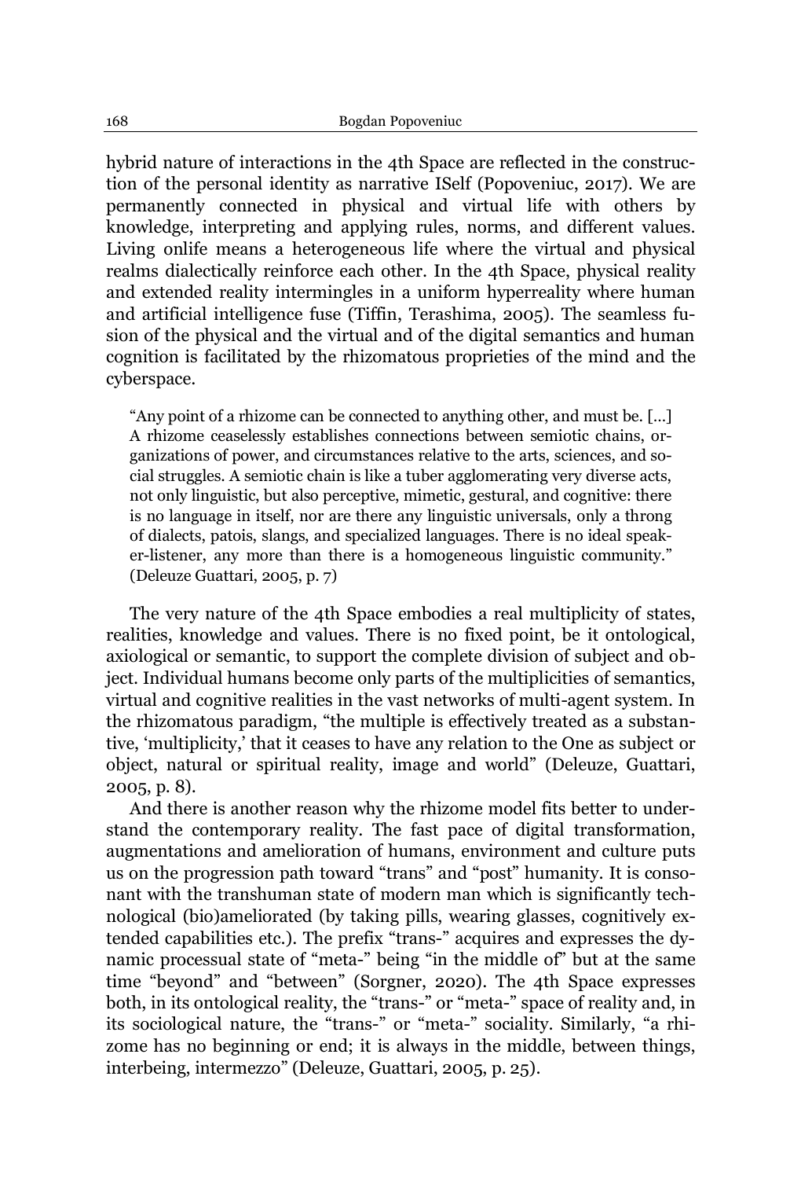hybrid nature of interactions in the 4th Space are reflected in the construction of the personal identity as narrative ISelf (Popoveniuc, 2017). We are permanently connected in physical and virtual life with others by knowledge, interpreting and applying rules, norms, and different values. Living onlife means a heterogeneous life where the virtual and physical realms dialectically reinforce each other. In the 4th Space, physical reality and extended reality intermingles in a uniform hyperreality where human and artificial intelligence fuse (Tiffin, Terashima, 2005). The seamless fusion of the physical and the virtual and of the digital semantics and human cognition is facilitated by the rhizomatous proprieties of the mind and the cyberspace.

> "Any point of a rhizome can be connected to anything other, and must be. […] A rhizome ceaselessly establishes connections between semiotic chains, organizations of power, and circumstances relative to the arts, sciences, and social struggles. A semiotic chain is like a tuber agglomerating very diverse acts, not only linguistic, but also perceptive, mimetic, gestural, and cognitive: there is no language in itself, nor are there any linguistic universals, only a throng of dialects, patois, slangs, and specialized languages. There is no ideal speaker-listener, any more than there is a homogeneous linguistic community." (Deleuze Guattari, 2005, p. 7)

The very nature of the 4th Space embodies a real multiplicity of states, realities, knowledge and values. There is no fixed point, be it ontological, axiological or semantic, to support the complete division of subject and object. Individual humans become only parts of the multiplicities of semantics, virtual and cognitive realities in the vast networks of multi-agent system. In the rhizomatous paradigm, "the multiple is effectively treated as a substantive, 'multiplicity,' that it ceases to have any relation to the One as subject or object, natural or spiritual reality, image and world" (Deleuze, Guattari, 2005, p. 8).

And there is another reason why the rhizome model fits better to understand the contemporary reality. The fast pace of digital transformation, augmentations and amelioration of humans, environment and culture puts us on the progression path toward "trans" and "post" humanity. It is consonant with the transhuman state of modern man which is significantly technological (bio)ameliorated (by taking pills, wearing glasses, cognitively extended capabilities etc.). The prefix "trans-" acquires and expresses the dynamic processual state of "meta-" being "in the middle of" but at the same time "beyond" and "between" (Sorgner, 2020). The 4th Space expresses both, in its ontological reality, the "trans-" or "meta-" space of reality and, in its sociological nature, the "trans-" or "meta-" sociality. Similarly, "a rhizome has no beginning or end; it is always in the middle, between things, interbeing, intermezzo" (Deleuze, Guattari, 2005, p. 25).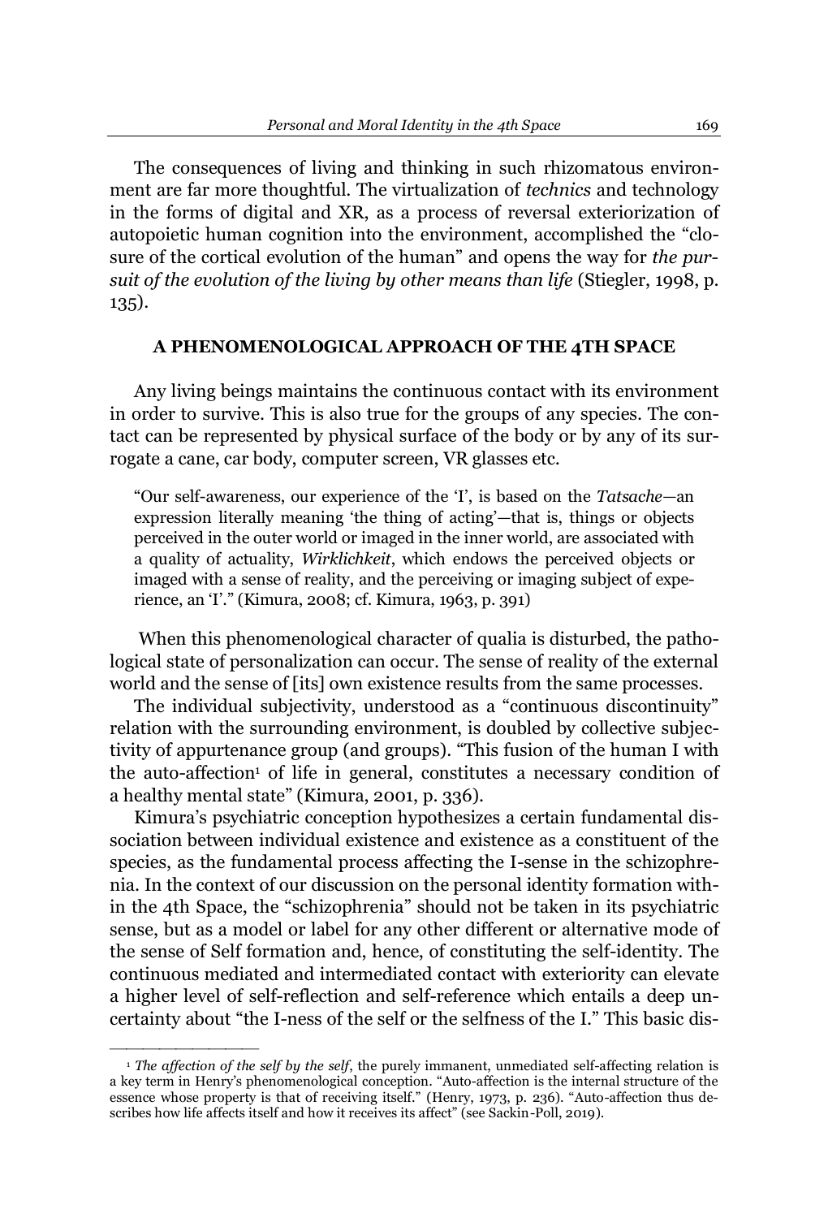The consequences of living and thinking in such rhizomatous environment are far more thoughtful. The virtualization of *technics* and technology in the forms of digital and XR, as a process of reversal exteriorization of autopoietic human cognition into the environment, accomplished the "closure of the cortical evolution of the human" and opens the way for *the pursuit of the evolution of the living by other means than life* (Stiegler, 1998, p. 135).

## A PHENOMENOLOGICAL APPROACH OF THE 4TH SPACE

Any living beings maintains the continuous contact with its environment in order to survive. This is also true for the groups of any species. The contact can be represented by physical surface of the body or by any of its surrogate a cane, car body, computer screen, VR glasses etc.

> "Our self-awareness, our experience of the 'I', is based on the *Tatsache*—an expression literally meaning 'the thing of acting'—that is, things or objects perceived in the outer world or imaged in the inner world, are associated with a quality of actuality, *Wirklichkeit*, which endows the perceived objects or imaged with a sense of reality, and the perceiving or imaging subject of experience, an 'I'." (Kimura, 2008; cf. Kimura, 1963, p. 391)

When this phenomenological character of qualia is disturbed, the pathological state of personalization can occur. The sense of reality of the external world and the sense of [its] own existence results from the same processes.

The individual subjectivity, understood as a "continuous discontinuity" relation with the surrounding environment, is doubled by collective subjectivity of appurtenance group (and groups). "This fusion of the human I with the auto-affection[1] of life in general, constitutes a necessary condition of a healthy mental state" (Kimura, 2001, p. 336).

Kimura's psychiatric conception hypothesizes a certain fundamental dissociation between individual existence and existence as a constituent of the species, as the fundamental process affecting the I-sense in the schizophrenia. In the context of our discussion on the personal identity formation within the 4th Space, the "schizophrenia" should not be taken in its psychiatric sense, but as a model or label for any other different or alternative mode of the sense of Self formation and, hence, of constituting the self-identity. The continuous mediated and intermediated contact with exteriority can elevate a higher level of self-reflection and self-reference which entails a deep uncertainty about "the I-ness of the self or the selfness of the I." This basic dis-

---

[1] *The affection of the self by the self*, the purely immanent, unmediated self-affecting relation is a key term in Henry's phenomenological conception. "Auto-affection is the internal structure of the essence whose property is that of receiving itself." (Henry, 1973, p. 236). "Auto-affection thus describes how life affects itself and how it receives its affect" (see Sackin-Poll, 2019).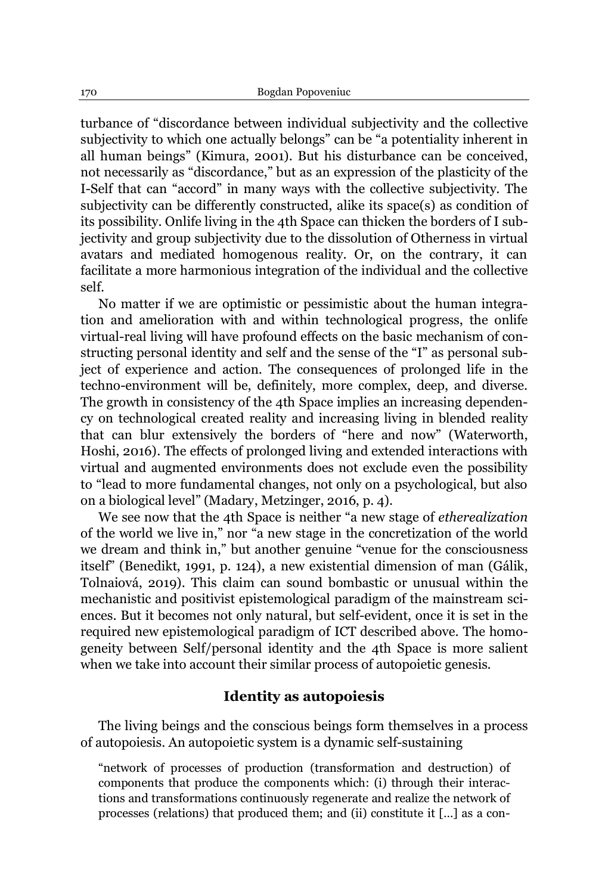turbance of "discordance between individual subjectivity and the collective subjectivity to which one actually belongs" can be "a potentiality inherent in all human beings" (Kimura, 2001). But his disturbance can be conceived, not necessarily as "discordance," but as an expression of the plasticity of the I-Self that can "accord" in many ways with the collective subjectivity. The subjectivity can be differently constructed, alike its space(s) as condition of its possibility. Onlife living in the 4th Space can thicken the borders of I subjectivity and group subjectivity due to the dissolution of Otherness in virtual avatars and mediated homogenous reality. Or, on the contrary, it can facilitate a more harmonious integration of the individual and the collective self.

No matter if we are optimistic or pessimistic about the human integration and amelioration with and within technological progress, the onlife virtual-real living will have profound effects on the basic mechanism of constructing personal identity and self and the sense of the "I" as personal subject of experience and action. The consequences of prolonged life in the techno-environment will be, definitely, more complex, deep, and diverse. The growth in consistency of the 4th Space implies an increasing dependency on technological created reality and increasing living in blended reality that can blur extensively the borders of "here and now" (Waterworth, Hoshi, 2016). The effects of prolonged living and extended interactions with virtual and augmented environments does not exclude even the possibility to "lead to more fundamental changes, not only on a psychological, but also on a biological level" (Madary, Metzinger, 2016, p. 4).

We see now that the 4th Space is neither "a new stage of *etherealization* of the world we live in," nor "a new stage in the concretization of the world we dream and think in," but another genuine "venue for the consciousness itself" (Benedikt, 1991, p. 124), a new existential dimension of man (Gálik, Tolnaiová, 2019). This claim can sound bombastic or unusual within the mechanistic and positivist epistemological paradigm of the mainstream sciences. But it becomes not only natural, but self-evident, once it is set in the required new epistemological paradigm of ICT described above. The homogeneity between Self/personal identity and the 4th Space is more salient when we take into account their similar process of autopoietic genesis.

## Identity as autopoiesis

The living beings and the conscious beings form themselves in a process of autopoiesis. An autopoietic system is a dynamic self-sustaining

> "network of processes of production (transformation and destruction) of components that produce the components which: (i) through their interactions and transformations continuously regenerate and realize the network of processes (relations) that produced them; and (ii) constitute it […] as a con-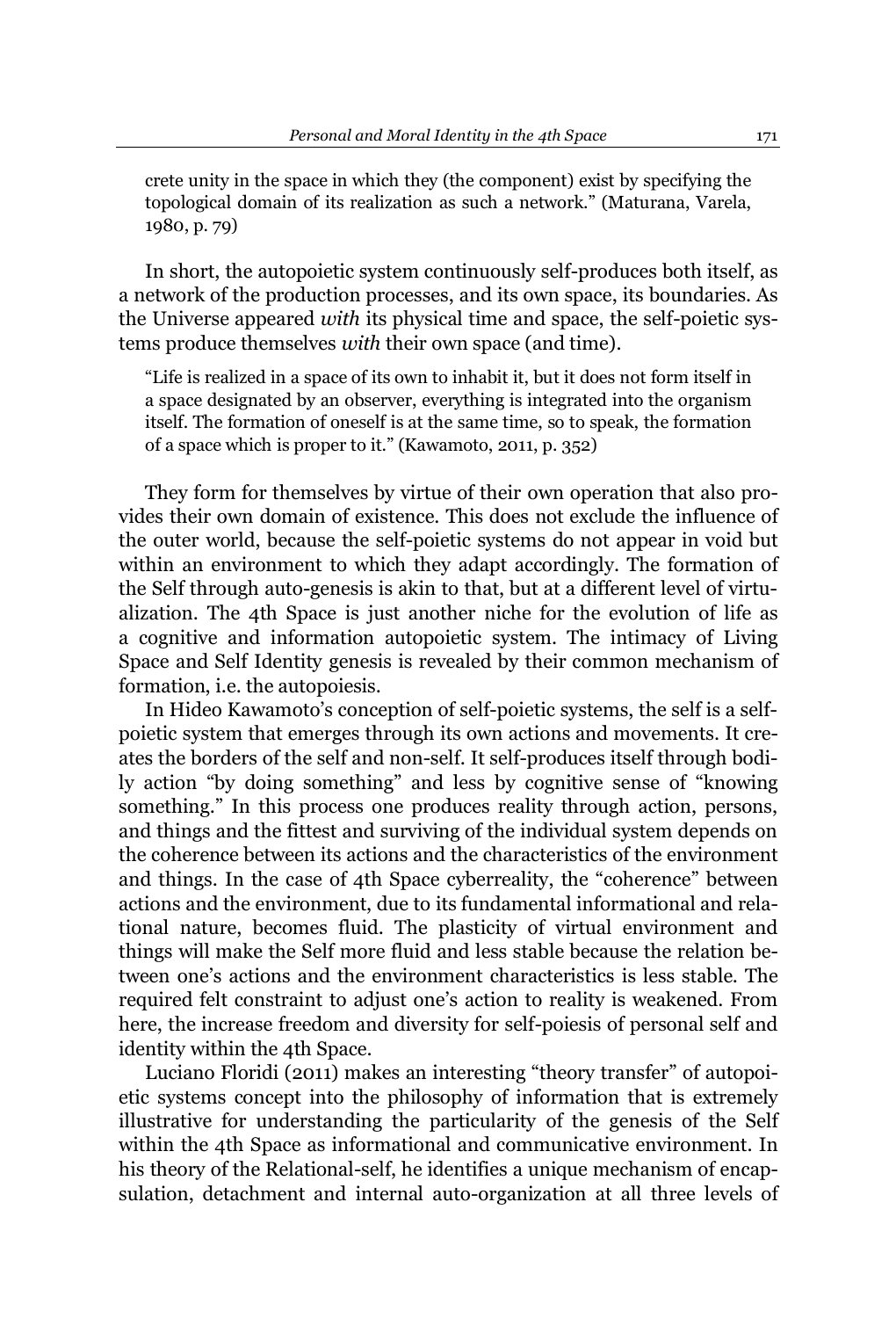crete unity in the space in which they (the component) exist by specifying the topological domain of its realization as such a network." (Maturana, Varela, 1980, p. 79)

In short, the autopoietic system continuously self-produces both itself, as a network of the production processes, and its own space, its boundaries. As the Universe appeared *with* its physical time and space, the self-poietic systems produce themselves *with* their own space (and time).

> "Life is realized in a space of its own to inhabit it, but it does not form itself in a space designated by an observer, everything is integrated into the organism itself. The formation of oneself is at the same time, so to speak, the formation of a space which is proper to it." (Kawamoto, 2011, p. 352)

They form for themselves by virtue of their own operation that also provides their own domain of existence. This does not exclude the influence of the outer world, because the self-poietic systems do not appear in void but within an environment to which they adapt accordingly. The formation of the Self through auto-genesis is akin to that, but at a different level of virtualization. The 4th Space is just another niche for the evolution of life as a cognitive and information autopoietic system. The intimacy of Living Space and Self Identity genesis is revealed by their common mechanism of formation, i.e. the autopoiesis.

In Hideo Kawamoto's conception of self-poietic systems, the self is a self-poietic system that emerges through its own actions and movements. It creates the borders of the self and non-self. It self-produces itself through bodily action "by doing something" and less by cognitive sense of "knowing something." In this process one produces reality through action, persons, and things and the fittest and surviving of the individual system depends on the coherence between its actions and the characteristics of the environment and things. In the case of 4th Space cyberreality, the "coherence" between actions and the environment, due to its fundamental informational and relational nature, becomes fluid. The plasticity of virtual environment and things will make the Self more fluid and less stable because the relation between one's actions and the environment characteristics is less stable. The required felt constraint to adjust one's action to reality is weakened. From here, the increase freedom and diversity for self-poiesis of personal self and identity within the 4th Space.

Luciano Floridi (2011) makes an interesting "theory transfer" of autopoietic systems concept into the philosophy of information that is extremely illustrative for understanding the particularity of the genesis of the Self within the 4th Space as informational and communicative environment. In his theory of the Relational-self, he identifies a unique mechanism of encapsulation, detachment and internal auto-organization at all three levels of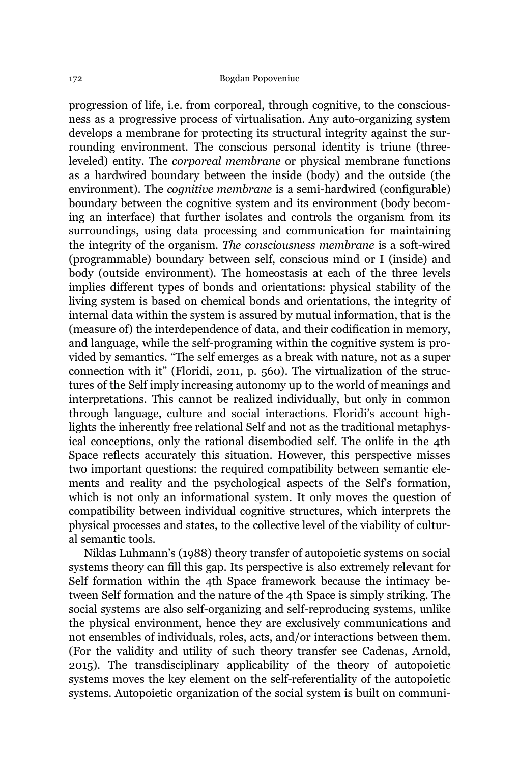progression of life, i.e. from corporeal, through cognitive, to the consciousness as a progressive process of virtualisation. Any auto-organizing system develops a membrane for protecting its structural integrity against the surrounding environment. The conscious personal identity is triune (three-leveled) entity. The *corporeal membrane* or physical membrane functions as a hardwired boundary between the inside (body) and the outside (the environment). The *cognitive membrane* is a semi-hardwired (configurable) boundary between the cognitive system and its environment (body becoming an interface) that further isolates and controls the organism from its surroundings, using data processing and communication for maintaining the integrity of the organism. *The consciousness membrane* is a soft-wired (programmable) boundary between self, conscious mind or I (inside) and body (outside environment). The homeostasis at each of the three levels implies different types of bonds and orientations: physical stability of the living system is based on chemical bonds and orientations, the integrity of internal data within the system is assured by mutual information, that is the (measure of) the interdependence of data, and their codification in memory, and language, while the self-programing within the cognitive system is provided by semantics. "The self emerges as a break with nature, not as a super connection with it" (Floridi, 2011, p. 560). The virtualization of the structures of the Self imply increasing autonomy up to the world of meanings and interpretations. This cannot be realized individually, but only in common through language, culture and social interactions. Floridi's account highlights the inherently free relational Self and not as the traditional metaphysical conceptions, only the rational disembodied self. The onlife in the 4th Space reflects accurately this situation. However, this perspective misses two important questions: the required compatibility between semantic elements and reality and the psychological aspects of the Self's formation, which is not only an informational system. It only moves the question of compatibility between individual cognitive structures, which interprets the physical processes and states, to the collective level of the viability of cultural semantic tools.

Niklas Luhmann's (1988) theory transfer of autopoietic systems on social systems theory can fill this gap. Its perspective is also extremely relevant for Self formation within the 4th Space framework because the intimacy between Self formation and the nature of the 4th Space is simply striking. The social systems are also self-organizing and self-reproducing systems, unlike the physical environment, hence they are exclusively communications and not ensembles of individuals, roles, acts, and/or interactions between them. (For the validity and utility of such theory transfer see Cadenas, Arnold, 2015). The transdisciplinary applicability of the theory of autopoietic systems moves the key element on the self-referentiality of the autopoietic systems. Autopoietic organization of the social system is built on communi-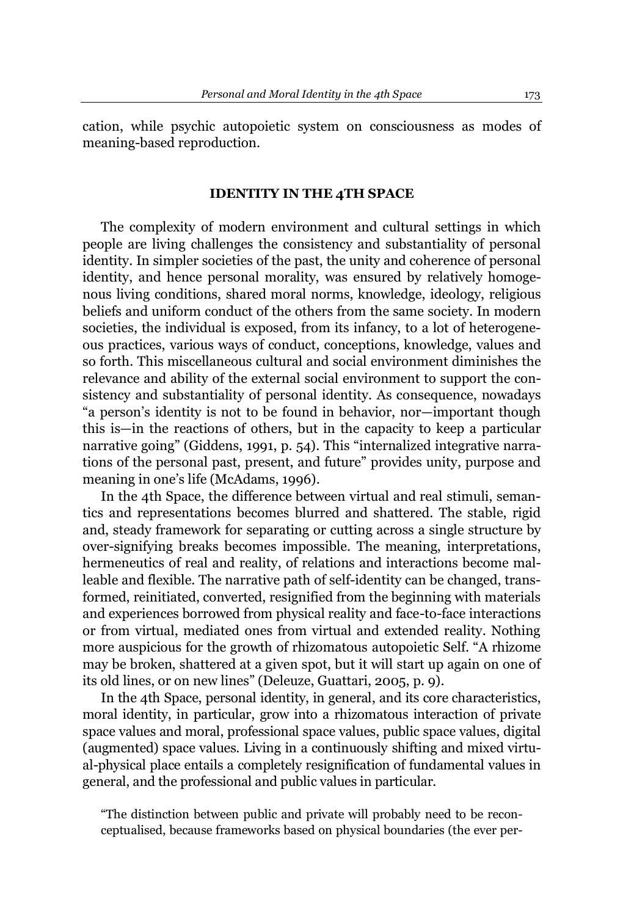cation, while psychic autopoietic system on consciousness as modes of meaning-based reproduction.

## IDENTITY IN THE 4TH SPACE

The complexity of modern environment and cultural settings in which people are living challenges the consistency and substantiality of personal identity. In simpler societies of the past, the unity and coherence of personal identity, and hence personal morality, was ensured by relatively homogenous living conditions, shared moral norms, knowledge, ideology, religious beliefs and uniform conduct of the others from the same society. In modern societies, the individual is exposed, from its infancy, to a lot of heterogeneous practices, various ways of conduct, conceptions, knowledge, values and so forth. This miscellaneous cultural and social environment diminishes the relevance and ability of the external social environment to support the consistency and substantiality of personal identity. As consequence, nowadays "a person's identity is not to be found in behavior, nor—important though this is—in the reactions of others, but in the capacity to keep a particular narrative going" (Giddens, 1991, p. 54). This "internalized integrative narrations of the personal past, present, and future" provides unity, purpose and meaning in one's life (McAdams, 1996).

In the 4th Space, the difference between virtual and real stimuli, semantics and representations becomes blurred and shattered. The stable, rigid and, steady framework for separating or cutting across a single structure by over-signifying breaks becomes impossible. The meaning, interpretations, hermeneutics of real and reality, of relations and interactions become malleable and flexible. The narrative path of self-identity can be changed, transformed, reinitiated, converted, resignified from the beginning with materials and experiences borrowed from physical reality and face-to-face interactions or from virtual, mediated ones from virtual and extended reality. Nothing more auspicious for the growth of rhizomatous autopoietic Self. "A rhizome may be broken, shattered at a given spot, but it will start up again on one of its old lines, or on new lines" (Deleuze, Guattari, 2005, p. 9).

In the 4th Space, personal identity, in general, and its core characteristics, moral identity, in particular, grow into a rhizomatous interaction of private space values and moral, professional space values, public space values, digital (augmented) space values. Living in a continuously shifting and mixed virtual-physical place entails a completely resignification of fundamental values in general, and the professional and public values in particular.

> "The distinction between public and private will probably need to be reconceptualised, because frameworks based on physical boundaries (the ever per-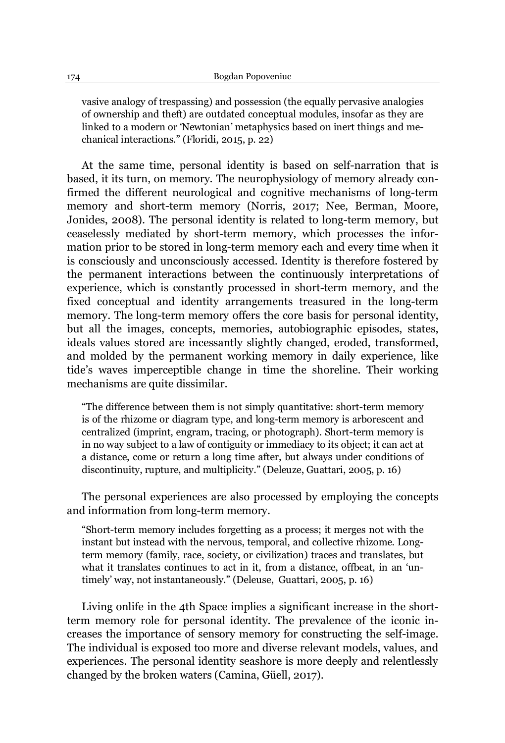vasive analogy of trespassing) and possession (the equally pervasive analogies of ownership and theft) are outdated conceptual modules, insofar as they are linked to a modern or 'Newtonian' metaphysics based on inert things and mechanical interactions." (Floridi, 2015, p. 22)

At the same time, personal identity is based on self-narration that is based, it its turn, on memory. The neurophysiology of memory already confirmed the different neurological and cognitive mechanisms of long-term memory and short-term memory (Norris, 2017; Nee, Berman, Moore, Jonides, 2008). The personal identity is related to long-term memory, but ceaselessly mediated by short-term memory, which processes the information prior to be stored in long-term memory each and every time when it is consciously and unconsciously accessed. Identity is therefore fostered by the permanent interactions between the continuously interpretations of experience, which is constantly processed in short-term memory, and the fixed conceptual and identity arrangements treasured in the long-term memory. The long-term memory offers the core basis for personal identity, but all the images, concepts, memories, autobiographic episodes, states, ideals values stored are incessantly slightly changed, eroded, transformed, and molded by the permanent working memory in daily experience, like tide's waves imperceptible change in time the shoreline. Their working mechanisms are quite dissimilar.

> "The difference between them is not simply quantitative: short-term memory is of the rhizome or diagram type, and long-term memory is arborescent and centralized (imprint, engram, tracing, or photograph). Short-term memory is in no way subject to a law of contiguity or immediacy to its object; it can act at a distance, come or return a long time after, but always under conditions of discontinuity, rupture, and multiplicity." (Deleuze, Guattari, 2005, p. 16)

The personal experiences are also processed by employing the concepts and information from long-term memory.

> "Short-term memory includes forgetting as a process; it merges not with the instant but instead with the nervous, temporal, and collective rhizome. Long-term memory (family, race, society, or civilization) traces and translates, but what it translates continues to act in it, from a distance, offbeat, in an 'untimely' way, not instantaneously." (Deleuse, Guattari, 2005, p. 16)

Living onlife in the 4th Space implies a significant increase in the short-term memory role for personal identity. The prevalence of the iconic increases the importance of sensory memory for constructing the self-image. The individual is exposed too more and diverse relevant models, values, and experiences. The personal identity seashore is more deeply and relentlessly changed by the broken waters (Camina, Güell, 2017).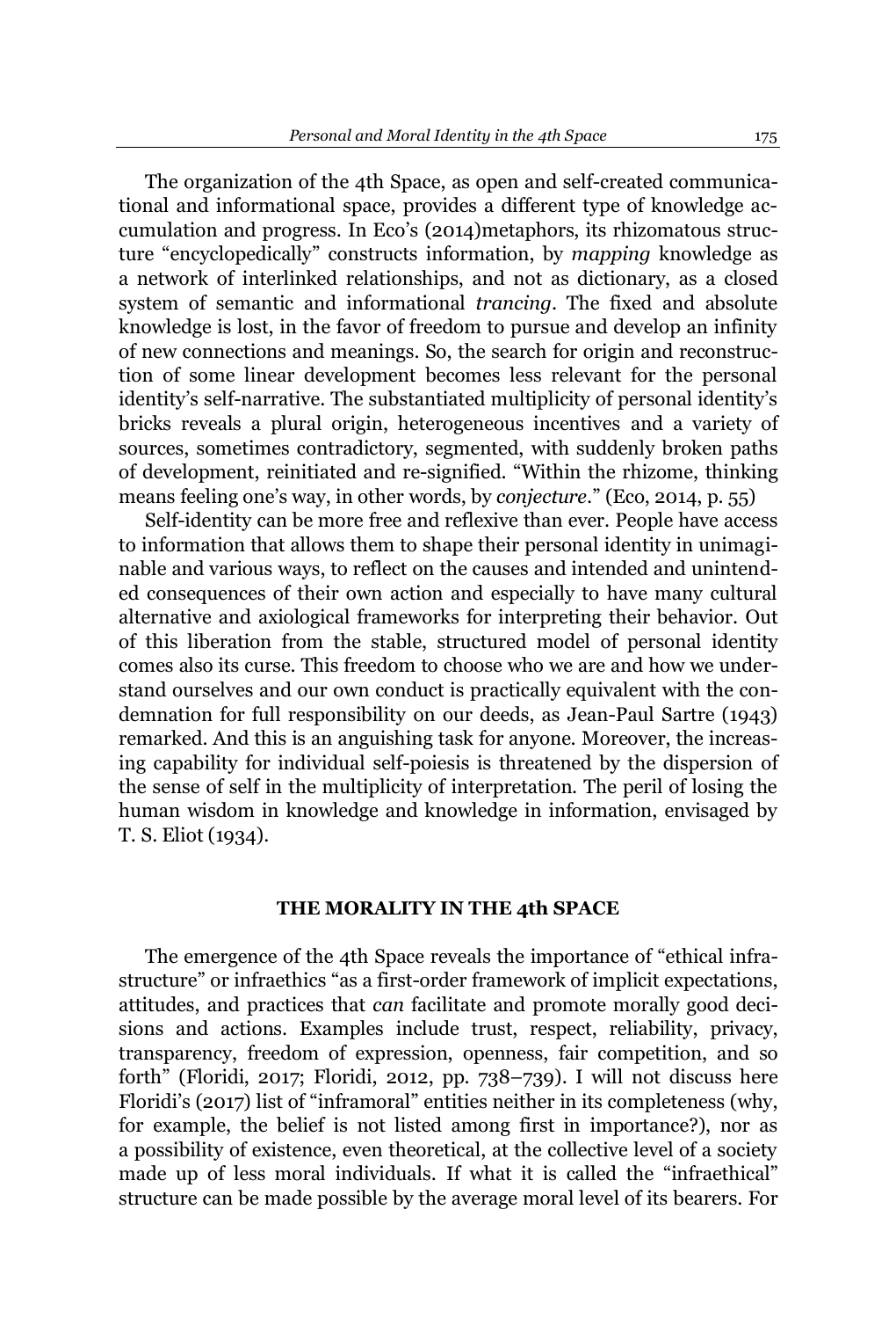The organization of the 4th Space, as open and self-created communicational and informational space, provides a different type of knowledge accumulation and progress. In Eco's (2014)metaphors, its rhizomatous structure "encyclopedically" constructs information, by *mapping* knowledge as a network of interlinked relationships, and not as dictionary, as a closed system of semantic and informational *trancing*. The fixed and absolute knowledge is lost, in the favor of freedom to pursue and develop an infinity of new connections and meanings. So, the search for origin and reconstruction of some linear development becomes less relevant for the personal identity's self-narrative. The substantiated multiplicity of personal identity's bricks reveals a plural origin, heterogeneous incentives and a variety of sources, sometimes contradictory, segmented, with suddenly broken paths of development, reinitiated and re-signified. "Within the rhizome, thinking means feeling one's way, in other words, by *conjecture*." (Eco, 2014, p. 55)

Self-identity can be more free and reflexive than ever. People have access to information that allows them to shape their personal identity in unimaginable and various ways, to reflect on the causes and intended and unintended consequences of their own action and especially to have many cultural alternative and axiological frameworks for interpreting their behavior. Out of this liberation from the stable, structured model of personal identity comes also its curse. This freedom to choose who we are and how we understand ourselves and our own conduct is practically equivalent with the condemnation for full responsibility on our deeds, as Jean-Paul Sartre (1943) remarked. And this is an anguishing task for anyone. Moreover, the increasing capability for individual self-poiesis is threatened by the dispersion of the sense of self in the multiplicity of interpretation. The peril of losing the human wisdom in knowledge and knowledge in information, envisaged by T. S. Eliot (1934).

## THE MORALITY IN THE 4th SPACE

The emergence of the 4th Space reveals the importance of "ethical infrastructure" or infraethics "as a first-order framework of implicit expectations, attitudes, and practices that *can* facilitate and promote morally good decisions and actions. Examples include trust, respect, reliability, privacy, transparency, freedom of expression, openness, fair competition, and so forth" (Floridi, 2017; Floridi, 2012, pp. 738–739). I will not discuss here Floridi's (2017) list of "inframoral" entities neither in its completeness (why, for example, the belief is not listed among first in importance?), nor as a possibility of existence, even theoretical, at the collective level of a society made up of less moral individuals. If what it is called the "infraethical" structure can be made possible by the average moral level of its bearers. For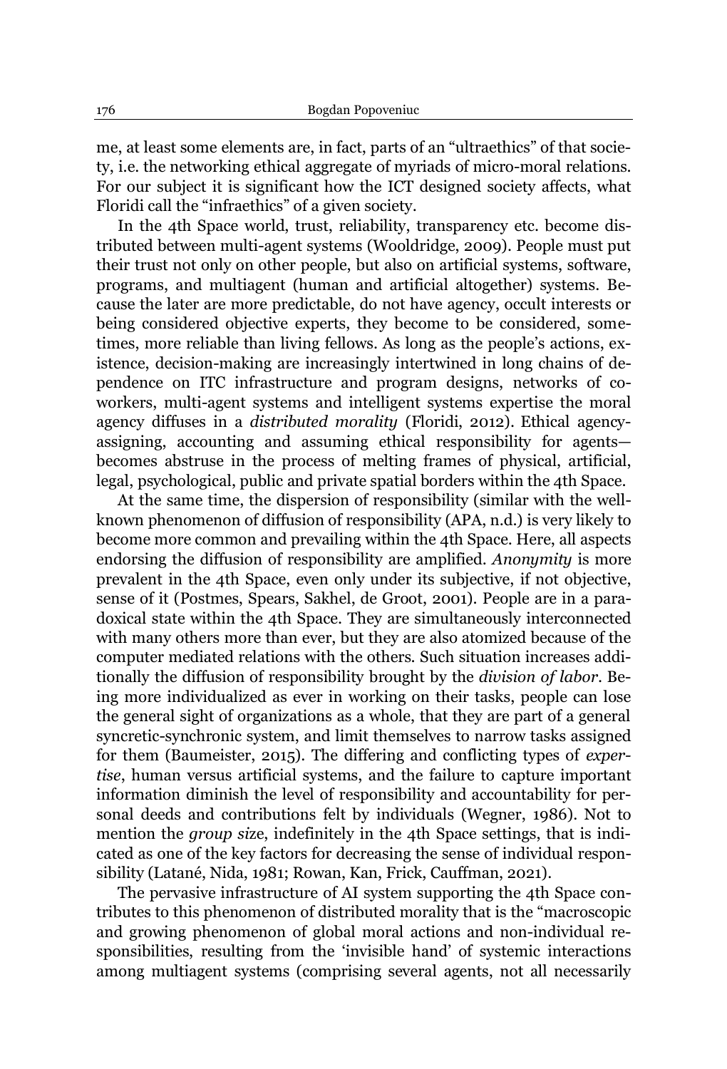me, at least some elements are, in fact, parts of an "ultraethics" of that society, i.e. the networking ethical aggregate of myriads of micro-moral relations. For our subject it is significant how the ICT designed society affects, what Floridi call the "infraethics" of a given society.

In the 4th Space world, trust, reliability, transparency etc. become distributed between multi-agent systems (Wooldridge, 2009). People must put their trust not only on other people, but also on artificial systems, software, programs, and multiagent (human and artificial altogether) systems. Because the later are more predictable, do not have agency, occult interests or being considered objective experts, they become to be considered, sometimes, more reliable than living fellows. As long as the people's actions, existence, decision-making are increasingly intertwined in long chains of dependence on ITC infrastructure and program designs, networks of coworkers, multi-agent systems and intelligent systems expertise the moral agency diffuses in a *distributed morality* (Floridi, 2012). Ethical agency-assigning, accounting and assuming ethical responsibility for agents—becomes abstruse in the process of melting frames of physical, artificial, legal, psychological, public and private spatial borders within the 4th Space.

At the same time, the dispersion of responsibility (similar with the well-known phenomenon of diffusion of responsibility (APA, n.d.) is very likely to become more common and prevailing within the 4th Space. Here, all aspects endorsing the diffusion of responsibility are amplified. *Anonymity* is more prevalent in the 4th Space, even only under its subjective, if not objective, sense of it (Postmes, Spears, Sakhel, de Groot, 2001). People are in a paradoxical state within the 4th Space. They are simultaneously interconnected with many others more than ever, but they are also atomized because of the computer mediated relations with the others. Such situation increases additionally the diffusion of responsibility brought by the *division of labor*. Being more individualized as ever in working on their tasks, people can lose the general sight of organizations as a whole, that they are part of a general syncretic-synchronic system, and limit themselves to narrow tasks assigned for them (Baumeister, 2015). The differing and conflicting types of *expertise*, human versus artificial systems, and the failure to capture important information diminish the level of responsibility and accountability for personal deeds and contributions felt by individuals (Wegner, 1986). Not to mention the *group size*, indefinitely in the 4th Space settings, that is indicated as one of the key factors for decreasing the sense of individual responsibility (Latané, Nida, 1981; Rowan, Kan, Frick, Cauffman, 2021).

The pervasive infrastructure of AI system supporting the 4th Space contributes to this phenomenon of distributed morality that is the "macroscopic and growing phenomenon of global moral actions and non-individual responsibilities, resulting from the 'invisible hand' of systemic interactions among multiagent systems (comprising several agents, not all necessarily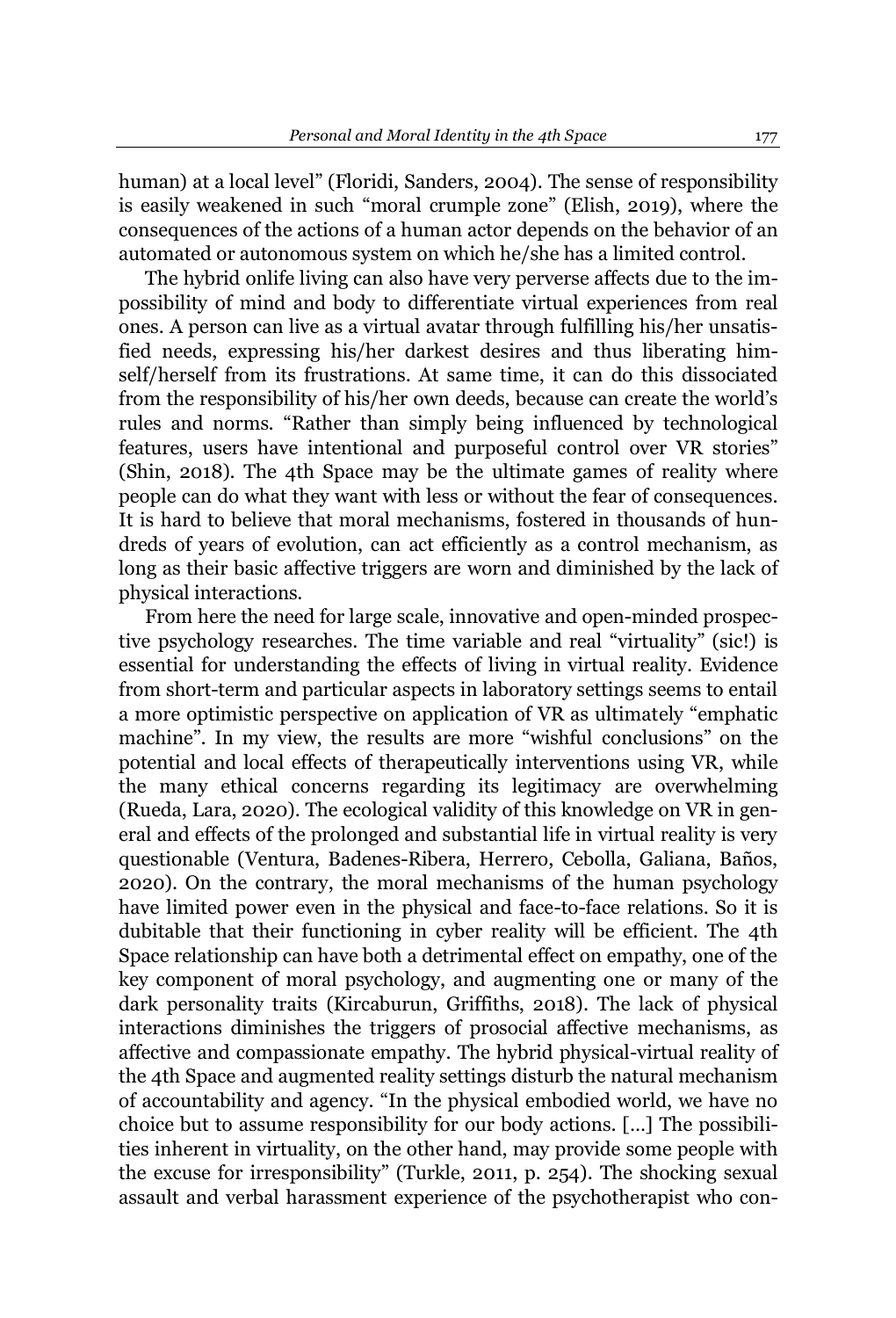human) at a local level" (Floridi, Sanders, 2004). The sense of responsibility is easily weakened in such "moral crumple zone" (Elish, 2019), where the consequences of the actions of a human actor depends on the behavior of an automated or autonomous system on which he/she has a limited control.

The hybrid onlife living can also have very perverse affects due to the impossibility of mind and body to differentiate virtual experiences from real ones. A person can live as a virtual avatar through fulfilling his/her unsatisfied needs, expressing his/her darkest desires and thus liberating himself/herself from its frustrations. At same time, it can do this dissociated from the responsibility of his/her own deeds, because can create the world's rules and norms. "Rather than simply being influenced by technological features, users have intentional and purposeful control over VR stories" (Shin, 2018). The 4th Space may be the ultimate games of reality where people can do what they want with less or without the fear of consequences. It is hard to believe that moral mechanisms, fostered in thousands of hundreds of years of evolution, can act efficiently as a control mechanism, as long as their basic affective triggers are worn and diminished by the lack of physical interactions.

From here the need for large scale, innovative and open-minded prospective psychology researches. The time variable and real "virtuality" (sic!) is essential for understanding the effects of living in virtual reality. Evidence from short-term and particular aspects in laboratory settings seems to entail a more optimistic perspective on application of VR as ultimately "emphatic machine". In my view, the results are more "wishful conclusions" on the potential and local effects of therapeutically interventions using VR, while the many ethical concerns regarding its legitimacy are overwhelming (Rueda, Lara, 2020). The ecological validity of this knowledge on VR in general and effects of the prolonged and substantial life in virtual reality is very questionable (Ventura, Badenes-Ribera, Herrero, Cebolla, Galiana, Baños, 2020). On the contrary, the moral mechanisms of the human psychology have limited power even in the physical and face-to-face relations. So it is dubitable that their functioning in cyber reality will be efficient. The 4th Space relationship can have both a detrimental effect on empathy, one of the key component of moral psychology, and augmenting one or many of the dark personality traits (Kircaburun, Griffiths, 2018). The lack of physical interactions diminishes the triggers of prosocial affective mechanisms, as affective and compassionate empathy. The hybrid physical-virtual reality of the 4th Space and augmented reality settings disturb the natural mechanism of accountability and agency. "In the physical embodied world, we have no choice but to assume responsibility for our body actions. […] The possibilities inherent in virtuality, on the other hand, may provide some people with the excuse for irresponsibility" (Turkle, 2011, p. 254). The shocking sexual assault and verbal harassment experience of the psychotherapist who con-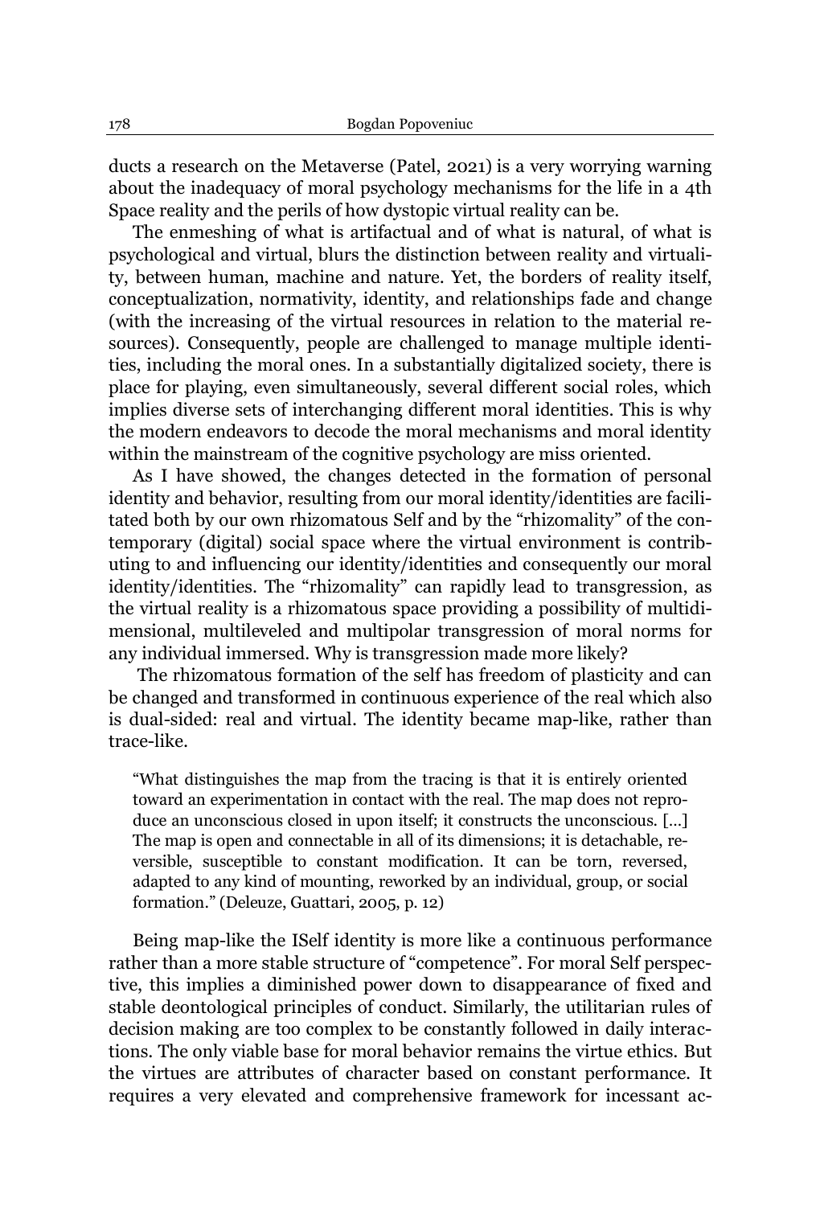ducts a research on the Metaverse (Patel, 2021) is a very worrying warning about the inadequacy of moral psychology mechanisms for the life in a 4th Space reality and the perils of how dystopic virtual reality can be.

The enmeshing of what is artifactual and of what is natural, of what is psychological and virtual, blurs the distinction between reality and virtuality, between human, machine and nature. Yet, the borders of reality itself, conceptualization, normativity, identity, and relationships fade and change (with the increasing of the virtual resources in relation to the material resources). Consequently, people are challenged to manage multiple identities, including the moral ones. In a substantially digitalized society, there is place for playing, even simultaneously, several different social roles, which implies diverse sets of interchanging different moral identities. This is why the modern endeavors to decode the moral mechanisms and moral identity within the mainstream of the cognitive psychology are miss oriented.

As I have showed, the changes detected in the formation of personal identity and behavior, resulting from our moral identity/identities are facilitated both by our own rhizomatous Self and by the "rhizomality" of the contemporary (digital) social space where the virtual environment is contributing to and influencing our identity/identities and consequently our moral identity/identities. The "rhizomality" can rapidly lead to transgression, as the virtual reality is a rhizomatous space providing a possibility of multidimensional, multileveled and multipolar transgression of moral norms for any individual immersed. Why is transgression made more likely?

The rhizomatous formation of the self has freedom of plasticity and can be changed and transformed in continuous experience of the real which also is dual-sided: real and virtual. The identity became map-like, rather than trace-like.

> "What distinguishes the map from the tracing is that it is entirely oriented toward an experimentation in contact with the real. The map does not reproduce an unconscious closed in upon itself; it constructs the unconscious. […] The map is open and connectable in all of its dimensions; it is detachable, reversible, susceptible to constant modification. It can be torn, reversed, adapted to any kind of mounting, reworked by an individual, group, or social formation." (Deleuze, Guattari, 2005, p. 12)

Being map-like the ISelf identity is more like a continuous performance rather than a more stable structure of "competence". For moral Self perspective, this implies a diminished power down to disappearance of fixed and stable deontological principles of conduct. Similarly, the utilitarian rules of decision making are too complex to be constantly followed in daily interactions. The only viable base for moral behavior remains the virtue ethics. But the virtues are attributes of character based on constant performance. It requires a very elevated and comprehensive framework for incessant ac-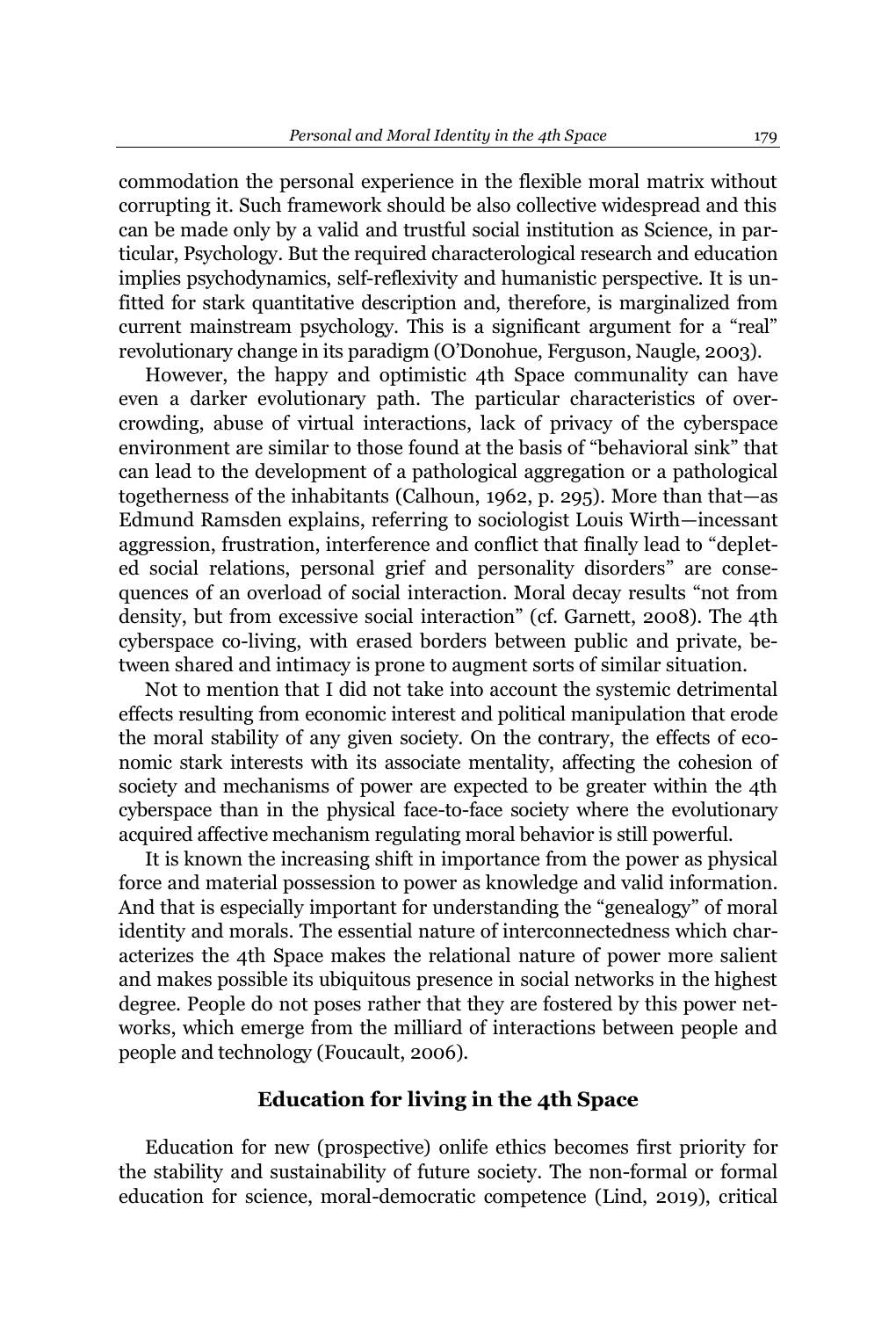commodation the personal experience in the flexible moral matrix without corrupting it. Such framework should be also collective widespread and this can be made only by a valid and trustful social institution as Science, in particular, Psychology. But the required characterological research and education implies psychodynamics, self-reflexivity and humanistic perspective. It is unfitted for stark quantitative description and, therefore, is marginalized from current mainstream psychology. This is a significant argument for a "real" revolutionary change in its paradigm (O'Donohue, Ferguson, Naugle, 2003).

However, the happy and optimistic 4th Space communality can have even a darker evolutionary path. The particular characteristics of overcrowding, abuse of virtual interactions, lack of privacy of the cyberspace environment are similar to those found at the basis of "behavioral sink" that can lead to the development of a pathological aggregation or a pathological togetherness of the inhabitants (Calhoun, 1962, p. 295). More than that—as Edmund Ramsden explains, referring to sociologist Louis Wirth—incessant aggression, frustration, interference and conflict that finally lead to "depleted social relations, personal grief and personality disorders" are consequences of an overload of social interaction. Moral decay results "not from density, but from excessive social interaction" (cf. Garnett, 2008). The 4th cyberspace co-living, with erased borders between public and private, between shared and intimacy is prone to augment sorts of similar situation.

Not to mention that I did not take into account the systemic detrimental effects resulting from economic interest and political manipulation that erode the moral stability of any given society. On the contrary, the effects of economic stark interests with its associate mentality, affecting the cohesion of society and mechanisms of power are expected to be greater within the 4th cyberspace than in the physical face-to-face society where the evolutionary acquired affective mechanism regulating moral behavior is still powerful.

It is known the increasing shift in importance from the power as physical force and material possession to power as knowledge and valid information. And that is especially important for understanding the "genealogy" of moral identity and morals. The essential nature of interconnectedness which characterizes the 4th Space makes the relational nature of power more salient and makes possible its ubiquitous presence in social networks in the highest degree. People do not poses rather that they are fostered by this power networks, which emerge from the milliard of interactions between people and people and technology (Foucault, 2006).

## Education for living in the 4th Space

Education for new (prospective) onlife ethics becomes first priority for the stability and sustainability of future society. The non-formal or formal education for science, moral-democratic competence (Lind, 2019), critical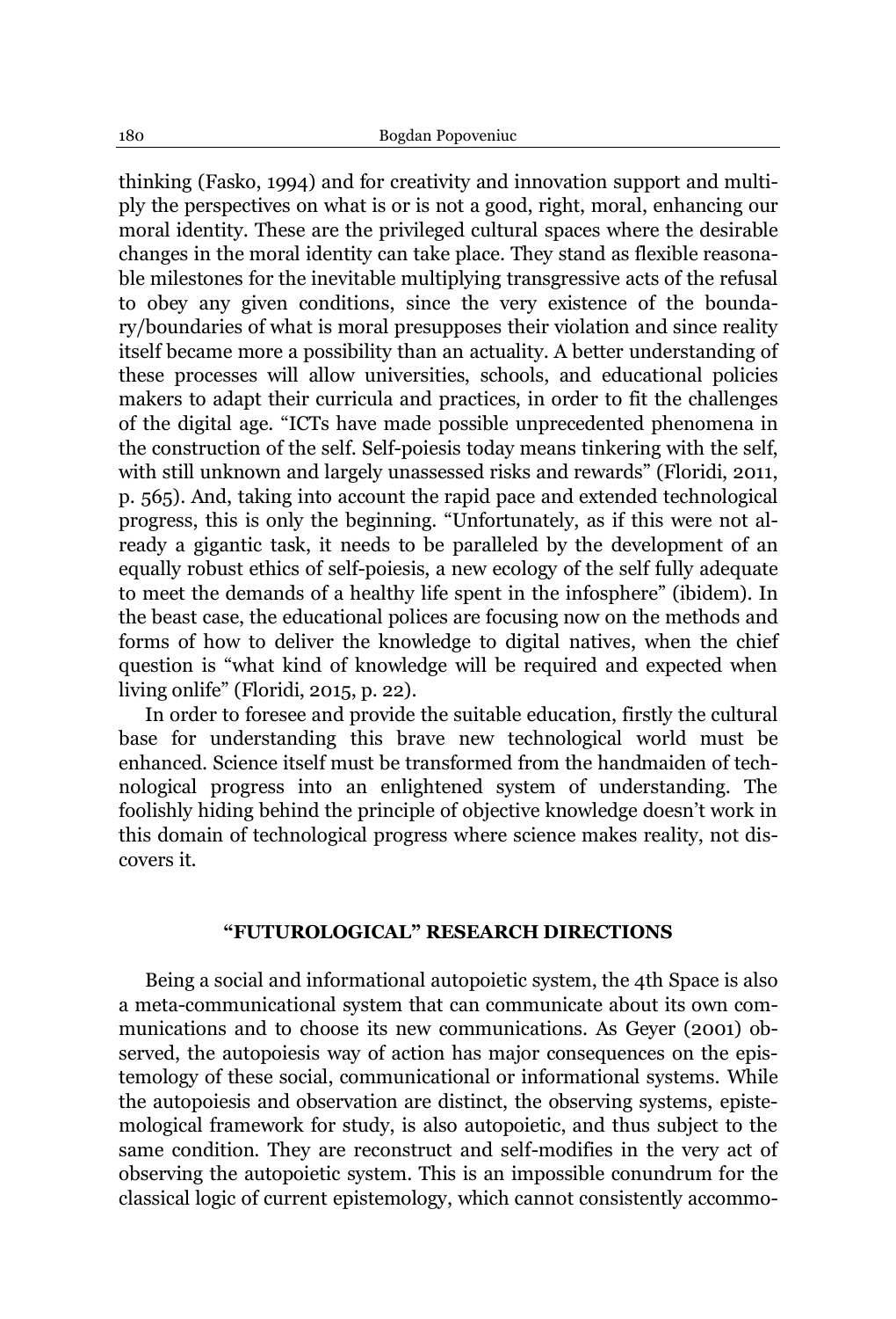thinking (Fasko, 1994) and for creativity and innovation support and multiply the perspectives on what is or is not a good, right, moral, enhancing our moral identity. These are the privileged cultural spaces where the desirable changes in the moral identity can take place. They stand as flexible reasonable milestones for the inevitable multiplying transgressive acts of the refusal to obey any given conditions, since the very existence of the boundary/boundaries of what is moral presupposes their violation and since reality itself became more a possibility than an actuality. A better understanding of these processes will allow universities, schools, and educational policies makers to adapt their curricula and practices, in order to fit the challenges of the digital age. "ICTs have made possible unprecedented phenomena in the construction of the self. Self-poiesis today means tinkering with the self, with still unknown and largely unassessed risks and rewards" (Floridi, 2011, p. 565). And, taking into account the rapid pace and extended technological progress, this is only the beginning. "Unfortunately, as if this were not already a gigantic task, it needs to be paralleled by the development of an equally robust ethics of self-poiesis, a new ecology of the self fully adequate to meet the demands of a healthy life spent in the infosphere" (ibidem). In the beast case, the educational polices are focusing now on the methods and forms of how to deliver the knowledge to digital natives, when the chief question is "what kind of knowledge will be required and expected when living onlife" (Floridi, 2015, p. 22).

In order to foresee and provide the suitable education, firstly the cultural base for understanding this brave new technological world must be enhanced. Science itself must be transformed from the handmaiden of technological progress into an enlightened system of understanding. The foolishly hiding behind the principle of objective knowledge doesn't work in this domain of technological progress where science makes reality, not discovers it.

## "FUTUROLOGICAL" RESEARCH DIRECTIONS

Being a social and informational autopoietic system, the 4th Space is also a meta-communicational system that can communicate about its own communications and to choose its new communications. As Geyer (2001) observed, the autopoiesis way of action has major consequences on the epistemology of these social, communicational or informational systems. While the autopoiesis and observation are distinct, the observing systems, epistemological framework for study, is also autopoietic, and thus subject to the same condition. They are reconstruct and self-modifies in the very act of observing the autopoietic system. This is an impossible conundrum for the classical logic of current epistemology, which cannot consistently accommo-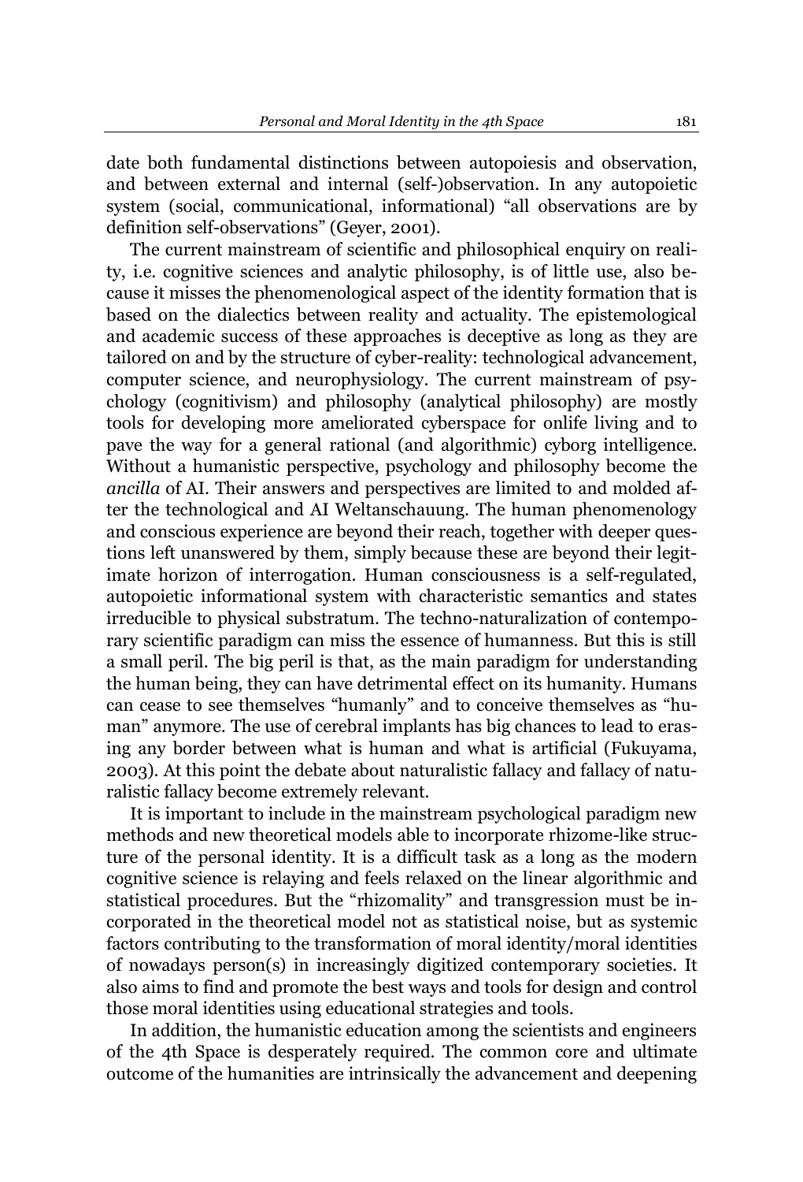date both fundamental distinctions between autopoiesis and observation, and between external and internal (self-)observation. In any autopoietic system (social, communicational, informational) "all observations are by definition self-observations" (Geyer, 2001).

The current mainstream of scientific and philosophical enquiry on reality, i.e. cognitive sciences and analytic philosophy, is of little use, also because it misses the phenomenological aspect of the identity formation that is based on the dialectics between reality and actuality. The epistemological and academic success of these approaches is deceptive as long as they are tailored on and by the structure of cyber-reality: technological advancement, computer science, and neurophysiology. The current mainstream of psychology (cognitivism) and philosophy (analytical philosophy) are mostly tools for developing more ameliorated cyberspace for onlife living and to pave the way for a general rational (and algorithmic) cyborg intelligence. Without a humanistic perspective, psychology and philosophy become the *ancilla* of AI. Their answers and perspectives are limited to and molded after the technological and AI Weltanschauung. The human phenomenology and conscious experience are beyond their reach, together with deeper questions left unanswered by them, simply because these are beyond their legitimate horizon of interrogation. Human consciousness is a self-regulated, autopoietic informational system with characteristic semantics and states irreducible to physical substratum. The techno-naturalization of contemporary scientific paradigm can miss the essence of humanness. But this is still a small peril. The big peril is that, as the main paradigm for understanding the human being, they can have detrimental effect on its humanity. Humans can cease to see themselves "humanly" and to conceive themselves as "human" anymore. The use of cerebral implants has big chances to lead to erasing any border between what is human and what is artificial (Fukuyama, 2003). At this point the debate about naturalistic fallacy and fallacy of naturalistic fallacy become extremely relevant.

It is important to include in the mainstream psychological paradigm new methods and new theoretical models able to incorporate rhizome-like structure of the personal identity. It is a difficult task as a long as the modern cognitive science is relaying and feels relaxed on the linear algorithmic and statistical procedures. But the "rhizomality" and transgression must be incorporated in the theoretical model not as statistical noise, but as systemic factors contributing to the transformation of moral identity/moral identities of nowadays person(s) in increasingly digitized contemporary societies. It also aims to find and promote the best ways and tools for design and control those moral identities using educational strategies and tools.

In addition, the humanistic education among the scientists and engineers of the 4th Space is desperately required. The common core and ultimate outcome of the humanities are intrinsically the advancement and deepening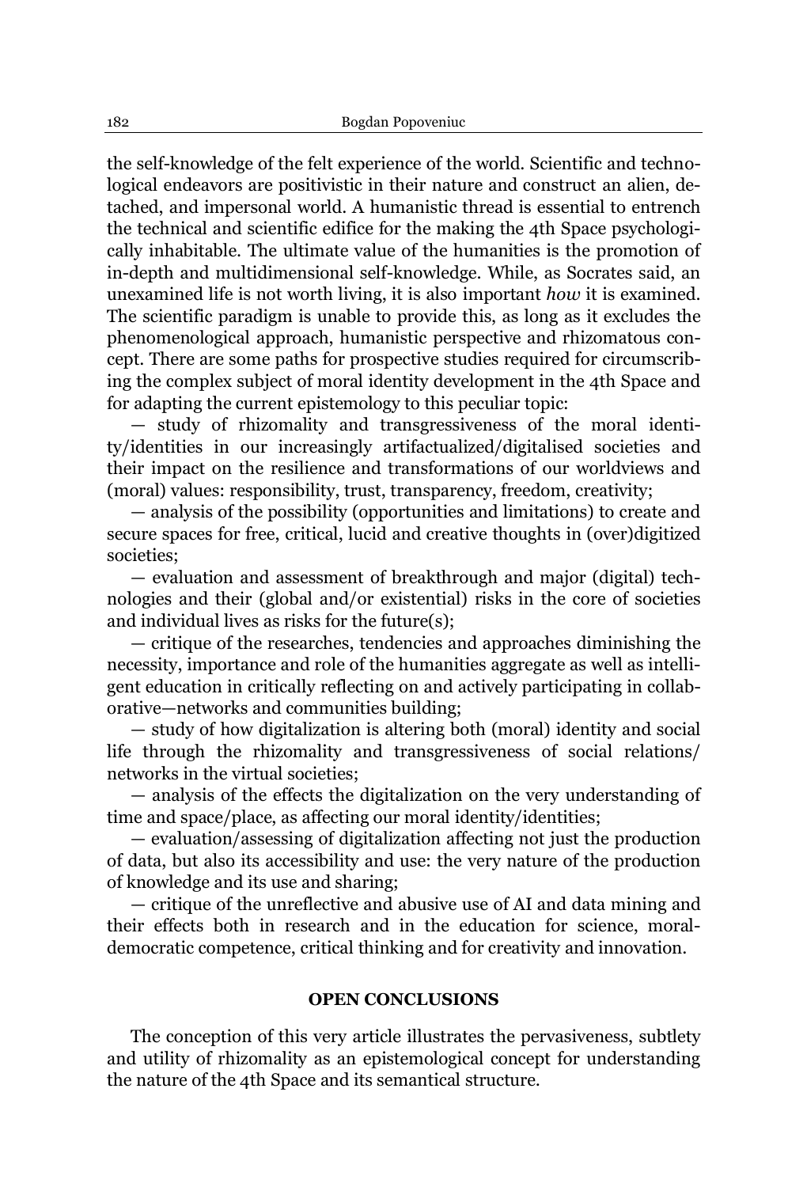the self-knowledge of the felt experience of the world. Scientific and technological endeavors are positivistic in their nature and construct an alien, detached, and impersonal world. A humanistic thread is essential to entrench the technical and scientific edifice for the making the 4th Space psychologically inhabitable. The ultimate value of the humanities is the promotion of in-depth and multidimensional self-knowledge. While, as Socrates said, an unexamined life is not worth living, it is also important *how* it is examined. The scientific paradigm is unable to provide this, as long as it excludes the phenomenological approach, humanistic perspective and rhizomatous concept. There are some paths for prospective studies required for circumscribing the complex subject of moral identity development in the 4th Space and for adapting the current epistemology to this peculiar topic:

— study of rhizomality and transgressiveness of the moral identity/identities in our increasingly artifactualized/digitalised societies and their impact on the resilience and transformations of our worldviews and (moral) values: responsibility, trust, transparency, freedom, creativity;

— analysis of the possibility (opportunities and limitations) to create and secure spaces for free, critical, lucid and creative thoughts in (over)digitized societies;

— evaluation and assessment of breakthrough and major (digital) technologies and their (global and/or existential) risks in the core of societies and individual lives as risks for the future(s);

— critique of the researches, tendencies and approaches diminishing the necessity, importance and role of the humanities aggregate as well as intelligent education in critically reflecting on and actively participating in collaborative—networks and communities building;

— study of how digitalization is altering both (moral) identity and social life through the rhizomality and transgressiveness of social relations/ networks in the virtual societies;

— analysis of the effects the digitalization on the very understanding of time and space/place, as affecting our moral identity/identities;

— evaluation/assessing of digitalization affecting not just the production of data, but also its accessibility and use: the very nature of the production of knowledge and its use and sharing;

— critique of the unreflective and abusive use of AI and data mining and their effects both in research and in the education for science, moral-democratic competence, critical thinking and for creativity and innovation.

## OPEN CONCLUSIONS

The conception of this very article illustrates the pervasiveness, subtlety and utility of rhizomality as an epistemological concept for understanding the nature of the 4th Space and its semantical structure.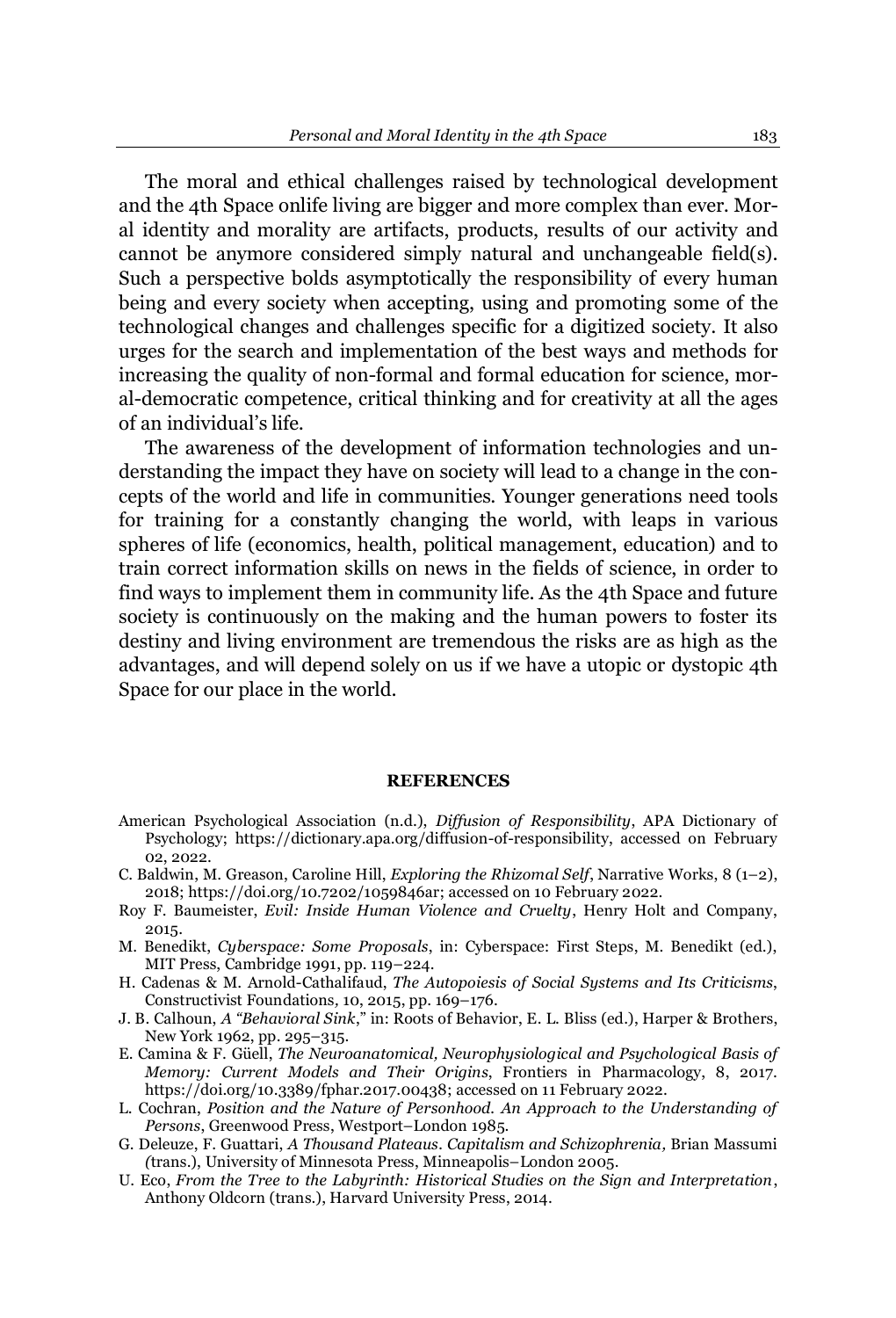The moral and ethical challenges raised by technological development and the 4th Space onlife living are bigger and more complex than ever. Moral identity and morality are artifacts, products, results of our activity and cannot be anymore considered simply natural and unchangeable field(s). Such a perspective bolds asymptotically the responsibility of every human being and every society when accepting, using and promoting some of the technological changes and challenges specific for a digitized society. It also urges for the search and implementation of the best ways and methods for increasing the quality of non-formal and formal education for science, moral-democratic competence, critical thinking and for creativity at all the ages of an individual's life.

The awareness of the development of information technologies and understanding the impact they have on society will lead to a change in the concepts of the world and life in communities. Younger generations need tools for training for a constantly changing the world, with leaps in various spheres of life (economics, health, political management, education) and to train correct information skills on news in the fields of science, in order to find ways to implement them in community life. As the 4th Space and future society is continuously on the making and the human powers to foster its destiny and living environment are tremendous the risks are as high as the advantages, and will depend solely on us if we have a utopic or dystopic 4th Space for our place in the world.

## REFERENCES

American Psychological Association (n.d.), *Diffusion of Responsibility*, APA Dictionary of Psychology; https://dictionary.apa.org/diffusion-of-responsibility, accessed on February 02, 2022.

C. Baldwin, M. Greason, Caroline Hill, *Exploring the Rhizomal Self*, Narrative Works, 8 (1–2), 2018; https://doi.org/10.7202/1059846ar; accessed on 10 February 2022.

Roy F. Baumeister, *Evil: Inside Human Violence and Cruelty*, Henry Holt and Company, 2015.

M. Benedikt, *Cyberspace: Some Proposals*, in: Cyberspace: First Steps, M. Benedikt (ed.), MIT Press, Cambridge 1991, pp. 119–224.

H. Cadenas & M. Arnold-Cathalifaud, *The Autopoiesis of Social Systems and Its Criticisms*, Constructivist Foundations, 10, 2015, pp. 169–176.

J. B. Calhoun, *A "Behavioral Sink*," in: Roots of Behavior, E. L. Bliss (ed.), Harper & Brothers, New York 1962, pp. 295–315.

E. Camina & F. Güell, *The Neuroanatomical, Neurophysiological and Psychological Basis of Memory: Current Models and Their Origins*, Frontiers in Pharmacology, 8, 2017. https://doi.org/10.3389/fphar.2017.00438; accessed on 11 February 2022.

L. Cochran, *Position and the Nature of Personhood. An Approach to the Understanding of Persons*, Greenwood Press, Westport–London 1985.

G. Deleuze, F. Guattari, *A Thousand Plateaus. Capitalism and Schizophrenia,* Brian Massumi (trans.), University of Minnesota Press, Minneapolis–London 2005.

U. Eco, *From the Tree to the Labyrinth: Historical Studies on the Sign and Interpretation*, Anthony Oldcorn (trans.), Harvard University Press, 2014.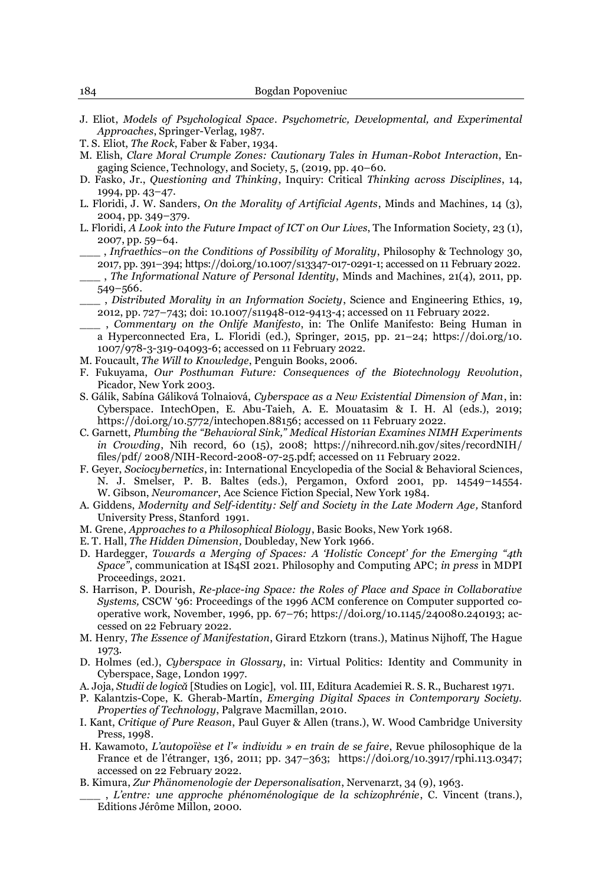J. Eliot, *Models of Psychological Space. Psychometric, Developmental, and Experimental Approaches*, Springer-Verlag, 1987.

T. S. Eliot, *The Rock*, Faber & Faber, 1934.

M. Elish, *Clare Moral Crumple Zones: Cautionary Tales in Human-Robot Interaction*, Engaging Science, Technology, and Society, 5, (2019, pp. 40–60.

D. Fasko, Jr., *Questioning and Thinking*, Inquiry: Critical *Thinking across Disciplines*, 14, 1994, pp. 43–47.

L. Floridi, J. W. Sanders, *On the Morality of Artificial Agents*, Minds and Machines, 14 (3), 2004, pp. 349–379.

L. Floridi, *A Look into the Future Impact of ICT on Our Lives*, The Information Society, 23 (1), 2007, pp. 59–64.

___ , *Infraethics–on the Conditions of Possibility of Morality*, Philosophy & Technology 30, 2017, pp. 391–394; https://doi.org/10.1007/s13347-017-0291-1; accessed on 11 February 2022.

___ , *The Informational Nature of Personal Identity*, Minds and Machines, 21(4), 2011, pp. 549–566.

___ , *Distributed Morality in an Information Society*, Science and Engineering Ethics, 19, 2012, pp. 727–743; doi: 10.1007/s11948-012-9413-4; accessed on 11 February 2022.

___ , *Commentary on the Onlife Manifesto*, in: The Onlife Manifesto: Being Human in a Hyperconnected Era, L. Floridi (ed.), Springer, 2015, pp. 21–24; https://doi.org/10.1007/978-3-319-04093-6; accessed on 11 February 2022.

M. Foucault, *The Will to Knowledge*, Penguin Books, 2006.

F. Fukuyama, *Our Posthuman Future: Consequences of the Biotechnology Revolution*, Picador, New York 2003.

S. Gálik, Sabína Gáliková Tolnaiová, *Cyberspace as a New Existential Dimension of Man*, in: Cyberspace. IntechOpen, E. Abu-Taieh, A. E. Mouatasim & I. H. Al (eds.), 2019; https://doi.org/10.5772/intechopen.88156; accessed on 11 February 2022.

C. Garnett, *Plumbing the "Behavioral Sink," Medical Historian Examines NIMH Experiments in Crowding*, Nih record, 60 (15), 2008; https://nihrecord.nih.gov/sites/recordNIH/files/pdf/ 2008/NIH-Record-2008-07-25.pdf; accessed on 11 February 2022.

F. Geyer, *Sociocybernetics*, in: International Encyclopedia of the Social & Behavioral Sciences, N. J. Smelser, P. B. Baltes (eds.), Pergamon, Oxford 2001, pp. 14549–14554. W. Gibson, *Neuromancer*, Ace Science Fiction Special, New York 1984.

A. Giddens, *Modernity and Self-identity: Self and Society in the Late Modern Age,* Stanford University Press, Stanford 1991.

M. Grene, *Approaches to a Philosophical Biology*, Basic Books, New York 1968.

E. T. Hall, *The Hidden Dimension,* Doubleday, New York 1966.

D. Hardegger, *Towards a Merging of Spaces: A 'Holistic Concept' for the Emerging "4th Space"*, communication at IS4SI 2021. Philosophy and Computing APC; *in press* in MDPI Proceedings, 2021.

S. Harrison, P. Dourish, *Re-place-ing Space: the Roles of Place and Space in Collaborative Systems,* CSCW '96: Proceedings of the 1996 ACM conference on Computer supported cooperative work, November, 1996, pp. 67–76; https://doi.org/10.1145/240080.240193; accessed on 22 February 2022.

M. Henry, *The Essence of Manifestation*, Girard Etzkorn (trans.), Matinus Nijhoff, The Hague 1973.

D. Holmes (ed.), *Cyberspace in Glossary*, in: Virtual Politics: Identity and Community in Cyberspace, Sage, London 1997.

A. Joja, *Studii de logică* [Studies on Logic], vol. III, Editura Academiei R. S. R., Bucharest 1971.

P. Kalantzis-Cope, K. Gherab-Martín, *Emerging Digital Spaces in Contemporary Society. Properties of Technology*, Palgrave Macmillan, 2010.

I. Kant, *Critique of Pure Reason*, Paul Guyer & Allen (trans.), W. Wood Cambridge University Press, 1998.

H. Kawamoto, *L'autopoïèse et l'« individu » en train de se faire*, Revue philosophique de la France et de l'étranger, 136, 2011; pp. 347–363; https://doi.org/10.3917/rphi.113.0347; accessed on 22 February 2022.

B. Kimura, *Zur Phänomenologie der Depersonalisation*, Nervenarzt, 34 (9), 1963.

___ , *L'entre: une approche phénoménologique de la schizophrénie*, C. Vincent (trans.), Editions Jérôme Millon, 2000.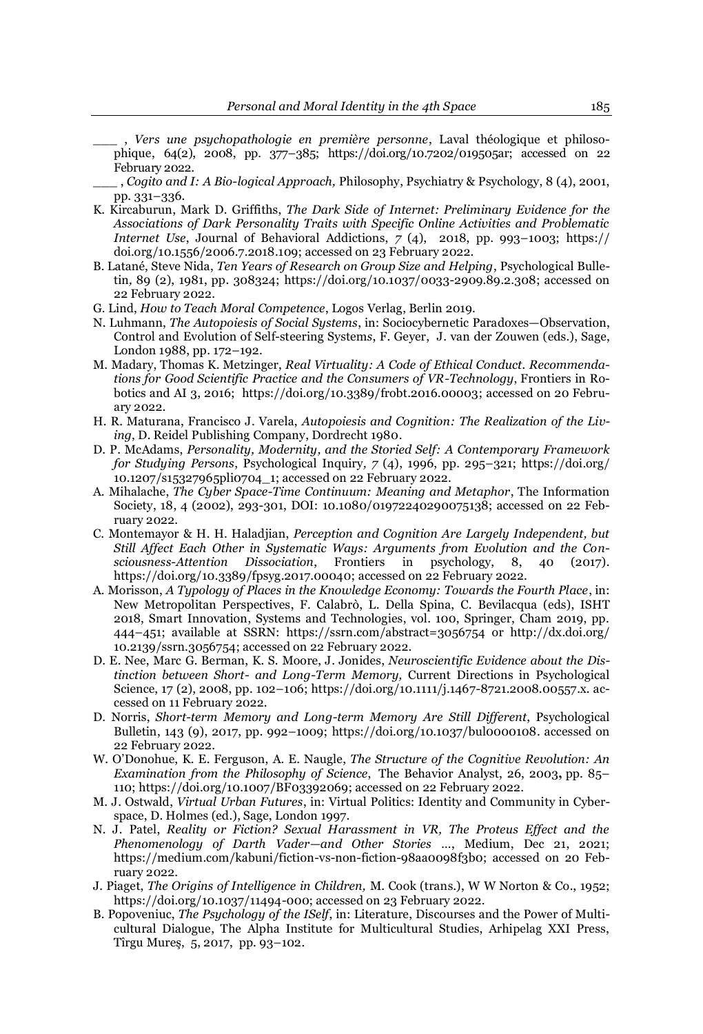___ , *Vers une psychopathologie en première personne*, Laval théologique et philosophique, 64(2), 2008, pp. 377–385; https://doi.org/10.7202/019505ar; accessed on 22 February 2022.

___ , *Cogito and I: A Bio-logical Approach,* Philosophy, Psychiatry & Psychology, 8 (4), 2001, pp. 331–336.

K. Kircaburun, Mark D. Griffiths, *The Dark Side of Internet: Preliminary Evidence for the Associations of Dark Personality Traits with Specific Online Activities and Problematic Internet Use*, Journal of Behavioral Addictions, 7 (4), 2018, pp. 993–1003; https://doi.org/10.1556/2006.7.2018.109; accessed on 23 February 2022.

B. Latané, Steve Nida, *Ten Years of Research on Group Size and Helping*, Psychological Bulletin, 89 (2), 1981, pp. 308324; https://doi.org/10.1037/0033-2909.89.2.308; accessed on 22 February 2022.

G. Lind, *How to Teach Moral Competence*, Logos Verlag, Berlin 2019.

N. Luhmann, *The Autopoiesis of Social Systems*, in: Sociocybernetic Paradoxes—Observation, Control and Evolution of Self-steering Systems, F. Geyer, J. van der Zouwen (eds.), Sage, London 1988, pp. 172–192.

M. Madary, Thomas K. Metzinger, *Real Virtuality: A Code of Ethical Conduct. Recommendations for Good Scientific Practice and the Consumers of VR-Technology*, Frontiers in Robotics and AI 3, 2016; https://doi.org/10.3389/frobt.2016.00003; accessed on 20 February 2022.

H. R. Maturana, Francisco J. Varela, *Autopoiesis and Cognition: The Realization of the Living*, D. Reidel Publishing Company, Dordrecht 1980.

D. P. McAdams, *Personality, Modernity, and the Storied Self: A Contemporary Framework for Studying Persons*, Psychological Inquiry, 7 (4), 1996, pp. 295–321; https://doi.org/10.1207/s15327965pli0704_1; accessed on 22 February 2022.

A. Mihalache, *The Cyber Space-Time Continuum: Meaning and Metaphor*, The Information Society, 18, 4 (2002), 293-301, DOI: 10.1080/01972240290075138; accessed on 22 February 2022.

C. Montemayor & H. H. Haladjian, *Perception and Cognition Are Largely Independent, but Still Affect Each Other in Systematic Ways: Arguments from Evolution and the Consciousness-Attention Dissociation*, Frontiers in psychology, 8, 40 (2017). https://doi.org/10.3389/fpsyg.2017.00040; accessed on 22 February 2022.

A. Morisson, *A Typology of Places in the Knowledge Economy: Towards the Fourth Place*, in: New Metropolitan Perspectives, F. Calabrò, L. Della Spina, C. Bevilacqua (eds), ISHT 2018, Smart Innovation, Systems and Technologies, vol. 100, Springer, Cham 2019, pp. 444–451; available at SSRN: https://ssrn.com/abstract=3056754 or http://dx.doi.org/10.2139/ssrn.3056754; accessed on 22 February 2022.

D. E. Nee, Marc G. Berman, K. S. Moore, J. Jonides, *Neuroscientific Evidence about the Distinction between Short- and Long-Term Memory,* Current Directions in Psychological Science, 17 (2), 2008, pp. 102–106; https://doi.org/10.1111/j.1467-8721.2008.00557.x. accessed on 11 February 2022.

D. Norris, *Short-term Memory and Long-term Memory Are Still Different*, Psychological Bulletin, 143 (9), 2017, pp. 992–1009; https://doi.org/10.1037/bul0000108. accessed on 22 February 2022.

W. O'Donohue, K. E. Ferguson, A. E. Naugle, *The Structure of the Cognitive Revolution: An Examination from the Philosophy of Science*, The Behavior Analyst, 26, 2003, pp. 85–110; https://doi.org/10.1007/BF03392069; accessed on 22 February 2022.

M. J. Ostwald, *Virtual Urban Futures*, in: Virtual Politics: Identity and Community in Cyberspace, D. Holmes (ed.), Sage, London 1997.

N. J. Patel, *Reality or Fiction? Sexual Harassment in VR, The Proteus Effect and the Phenomenology of Darth Vader—and Other Stories …*, Medium, Dec 21, 2021; https://medium.com/kabuni/fiction-vs-non-fiction-98aa0098f3b0; accessed on 20 February 2022.

J. Piaget, *The Origins of Intelligence in Children,* M. Cook (trans.), W W Norton & Co., 1952; https://doi.org/10.1037/11494-000; accessed on 23 February 2022.

B. Popoveniuc, *The Psychology of the ISelf*, in: Literature, Discourses and the Power of Multicultural Dialogue, The Alpha Institute for Multicultural Studies, Arhipelag XXI Press, Tîrgu Mureş, 5, 2017, pp. 93–102.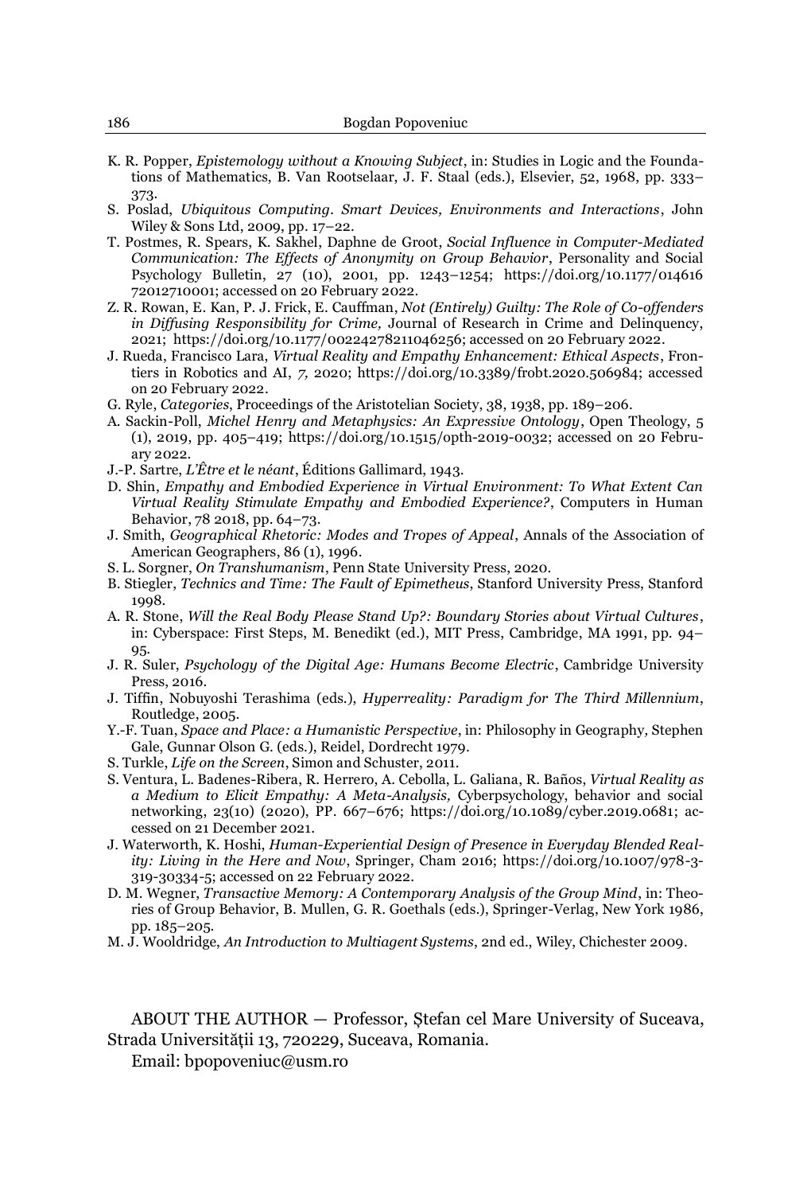K. R. Popper, *Epistemology without a Knowing Subject*, in: Studies in Logic and the Foundations of Mathematics, B. Van Rootselaar, J. F. Staal (eds.), Elsevier, 52, 1968, pp. 333–373.

S. Poslad, *Ubiquitous Computing. Smart Devices, Environments and Interactions*, John Wiley & Sons Ltd, 2009, pp. 17–22.

T. Postmes, R. Spears, K. Sakhel, Daphne de Groot, *Social Influence in Computer-Mediated Communication: The Effects of Anonymity on Group Behavior*, Personality and Social Psychology Bulletin, 27 (10), 2001, pp. 1243–1254; https://doi.org/10.1177/01461672012710001; accessed on 20 February 2022.

Z. R. Rowan, E. Kan, P. J. Frick, E. Cauffman, *Not (Entirely) Guilty: The Role of Co-offenders in Diffusing Responsibility for Crime,* Journal of Research in Crime and Delinquency, 2021; https://doi.org/10.1177/00224278211046256; accessed on 20 February 2022.

J. Rueda, Francisco Lara, *Virtual Reality and Empathy Enhancement: Ethical Aspects*, Frontiers in Robotics and AI, *7,* 2020; https://doi.org/10.3389/frobt.2020.506984; accessed on 20 February 2022.

G. Ryle, *Categories*, Proceedings of the Aristotelian Society, 38, 1938, pp. 189–206.

A. Sackin-Poll, *Michel Henry and Metaphysics: An Expressive Ontology*, Open Theology, 5 (1), 2019, pp. 405–419; https://doi.org/10.1515/opth-2019-0032; accessed on 20 February 2022.

J.-P. Sartre, *L'Être et le néant*, Éditions Gallimard, 1943.

D. Shin, *Empathy and Embodied Experience in Virtual Environment: To What Extent Can Virtual Reality Stimulate Empathy and Embodied Experience?*, Computers in Human Behavior, 78 2018, pp. 64–73.

J. Smith, *Geographical Rhetoric: Modes and Tropes of Appeal*, Annals of the Association of American Geographers, 86 (1), 1996.

S. L. Sorgner, *On Transhumanism*, Penn State University Press, 2020.

B. Stiegler, *Technics and Time: The Fault of Epimetheus*, Stanford University Press, Stanford 1998.

A. R. Stone, *Will the Real Body Please Stand Up?: Boundary Stories about Virtual Cultures*, in: Cyberspace: First Steps, M. Benedikt (ed.), MIT Press, Cambridge, MA 1991, pp. 94–95.

J. R. Suler, *Psychology of the Digital Age: Humans Become Electric*, Cambridge University Press, 2016.

J. Tiffin, Nobuyoshi Terashima (eds.), *Hyperreality: Paradigm for The Third Millennium*, Routledge, 2005.

Y.-F. Tuan, *Space and Place: a Humanistic Perspective*, in: Philosophy in Geography*,* Stephen Gale, Gunnar Olson G. (eds.), Reidel, Dordrecht 1979.

S. Turkle, *Life on the Screen*, Simon and Schuster, 2011.

S. Ventura, L. Badenes-Ribera, R. Herrero, A. Cebolla, L. Galiana, R. Baños, *Virtual Reality as a Medium to Elicit Empathy: A Meta-Analysis,* Cyberpsychology, behavior and social networking, 23(10) (2020), PP. 667–676; https://doi.org/10.1089/cyber.2019.0681; accessed on 21 December 2021.

J. Waterworth, K. Hoshi, *Human-Experiential Design of Presence in Everyday Blended Reality: Living in the Here and Now*, Springer, Cham 2016; https://doi.org/10.1007/978-3-319-30334-5; accessed on 22 February 2022.

D. M. Wegner, *Transactive Memory: A Contemporary Analysis of the Group Mind*, in: Theories of Group Behavior, B. Mullen, G. R. Goethals (eds.), Springer-Verlag, New York 1986, pp. 185–205.

M. J. Wooldridge, *An Introduction to Multiagent Systems*, 2nd ed., Wiley, Chichester 2009.

ABOUT THE AUTHOR — Professor, Ștefan cel Mare University of Suceava, Strada Universității 13, 720229, Suceava, Romania.

Email: bpopoveniuc@usm.ro